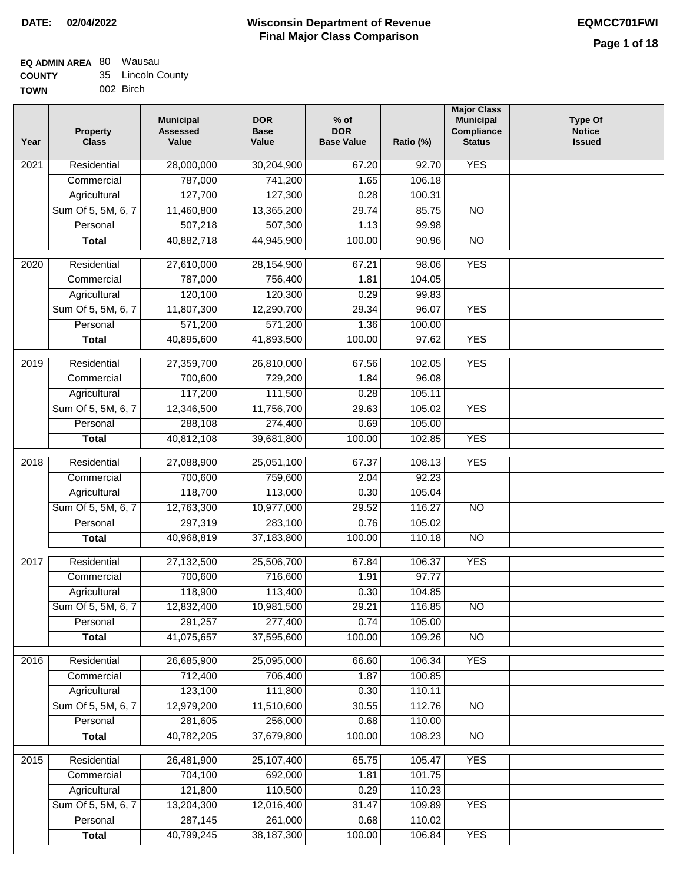**DATE:** 02/04/2022

# Wisconsin Department of Revenue
## Final Major Class Comparison

**EQMCC701FWI**

**EQ ADMIN AREA** 80 Wausau
**COUNTY** 35 Lincoln County
**TOWN** 002 Birch

| Year | Property Class | Municipal Assessed Value | DOR Base Value | % of DOR Base Value | Ratio (%) | Major Class Municipal Compliance Status | Type Of Notice Issued |
|---|---|---|---|---|---|---|---|
| 2021 | Residential | 28,000,000 | 30,204,900 | 67.20 | 92.70 | YES | |
| | Commercial | 787,000 | 741,200 | 1.65 | 106.18 | | |
| | Agricultural | 127,700 | 127,300 | 0.28 | 100.31 | | |
| | Sum Of 5, 5M, 6, 7 | 11,460,800 | 13,365,200 | 29.74 | 85.75 | NO | |
| | Personal | 507,218 | 507,300 | 1.13 | 99.98 | | |
| | **Total** | 40,882,718 | 44,945,900 | 100.00 | 90.96 | NO | |
| 2020 | Residential | 27,610,000 | 28,154,900 | 67.21 | 98.06 | YES | |
| | Commercial | 787,000 | 756,400 | 1.81 | 104.05 | | |
| | Agricultural | 120,100 | 120,300 | 0.29 | 99.83 | | |
| | Sum Of 5, 5M, 6, 7 | 11,807,300 | 12,290,700 | 29.34 | 96.07 | YES | |
| | Personal | 571,200 | 571,200 | 1.36 | 100.00 | | |
| | **Total** | 40,895,600 | 41,893,500 | 100.00 | 97.62 | YES | |
| 2019 | Residential | 27,359,700 | 26,810,000 | 67.56 | 102.05 | YES | |
| | Commercial | 700,600 | 729,200 | 1.84 | 96.08 | | |
| | Agricultural | 117,200 | 111,500 | 0.28 | 105.11 | | |
| | Sum Of 5, 5M, 6, 7 | 12,346,500 | 11,756,700 | 29.63 | 105.02 | YES | |
| | Personal | 288,108 | 274,400 | 0.69 | 105.00 | | |
| | **Total** | 40,812,108 | 39,681,800 | 100.00 | 102.85 | YES | |
| 2018 | Residential | 27,088,900 | 25,051,100 | 67.37 | 108.13 | YES | |
| | Commercial | 700,600 | 759,600 | 2.04 | 92.23 | | |
| | Agricultural | 118,700 | 113,000 | 0.30 | 105.04 | | |
| | Sum Of 5, 5M, 6, 7 | 12,763,300 | 10,977,000 | 29.52 | 116.27 | NO | |
| | Personal | 297,319 | 283,100 | 0.76 | 105.02 | | |
| | **Total** | 40,968,819 | 37,183,800 | 100.00 | 110.18 | NO | |
| 2017 | Residential | 27,132,500 | 25,506,700 | 67.84 | 106.37 | YES | |
| | Commercial | 700,600 | 716,600 | 1.91 | 97.77 | | |
| | Agricultural | 118,900 | 113,400 | 0.30 | 104.85 | | |
| | Sum Of 5, 5M, 6, 7 | 12,832,400 | 10,981,500 | 29.21 | 116.85 | NO | |
| | Personal | 291,257 | 277,400 | 0.74 | 105.00 | | |
| | **Total** | 41,075,657 | 37,595,600 | 100.00 | 109.26 | NO | |
| 2016 | Residential | 26,685,900 | 25,095,000 | 66.60 | 106.34 | YES | |
| | Commercial | 712,400 | 706,400 | 1.87 | 100.85 | | |
| | Agricultural | 123,100 | 111,800 | 0.30 | 110.11 | | |
| | Sum Of 5, 5M, 6, 7 | 12,979,200 | 11,510,600 | 30.55 | 112.76 | NO | |
| | Personal | 281,605 | 256,000 | 0.68 | 110.00 | | |
| | **Total** | 40,782,205 | 37,679,800 | 100.00 | 108.23 | NO | |
| 2015 | Residential | 26,481,900 | 25,107,400 | 65.75 | 105.47 | YES | |
| | Commercial | 704,100 | 692,000 | 1.81 | 101.75 | | |
| | Agricultural | 121,800 | 110,500 | 0.29 | 110.23 | | |
| | Sum Of 5, 5M, 6, 7 | 13,204,300 | 12,016,400 | 31.47 | 109.89 | YES | |
| | Personal | 287,145 | 261,000 | 0.68 | 110.02 | | |
| | **Total** | 40,799,245 | 38,187,300 | 100.00 | 106.84 | YES | |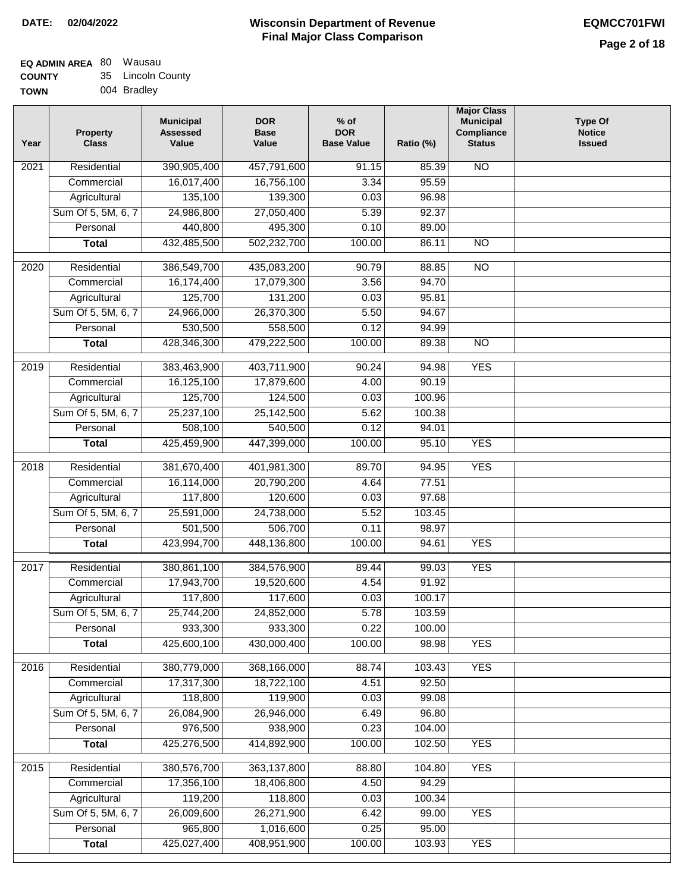DATE: 02/04/2022

# Wisconsin Department of Revenue Final Major Class Comparison

EQMCC701FWI

**EQ ADMIN AREA** 80 Wausau
**COUNTY** 35 Lincoln County
**TOWN** 004 Bradley

| Year | Property Class | Municipal Assessed Value | DOR Base Value | % of DOR Base Value | Ratio (%) | Major Class Municipal Compliance Status | Type Of Notice Issued |
|---|---|---|---|---|---|---|---|
| 2021 | Residential | 390,905,400 | 457,791,600 | 91.15 | 85.39 | NO | |
| | Commercial | 16,017,400 | 16,756,100 | 3.34 | 95.59 | | |
| | Agricultural | 135,100 | 139,300 | 0.03 | 96.98 | | |
| | Sum Of 5, 5M, 6, 7 | 24,986,800 | 27,050,400 | 5.39 | 92.37 | | |
| | Personal | 440,800 | 495,300 | 0.10 | 89.00 | | |
| | **Total** | 432,485,500 | 502,232,700 | 100.00 | 86.11 | NO | |
| 2020 | Residential | 386,549,700 | 435,083,200 | 90.79 | 88.85 | NO | |
| | Commercial | 16,174,400 | 17,079,300 | 3.56 | 94.70 | | |
| | Agricultural | 125,700 | 131,200 | 0.03 | 95.81 | | |
| | Sum Of 5, 5M, 6, 7 | 24,966,000 | 26,370,300 | 5.50 | 94.67 | | |
| | Personal | 530,500 | 558,500 | 0.12 | 94.99 | | |
| | **Total** | 428,346,300 | 479,222,500 | 100.00 | 89.38 | NO | |
| 2019 | Residential | 383,463,900 | 403,711,900 | 90.24 | 94.98 | YES | |
| | Commercial | 16,125,100 | 17,879,600 | 4.00 | 90.19 | | |
| | Agricultural | 125,700 | 124,500 | 0.03 | 100.96 | | |
| | Sum Of 5, 5M, 6, 7 | 25,237,100 | 25,142,500 | 5.62 | 100.38 | | |
| | Personal | 508,100 | 540,500 | 0.12 | 94.01 | | |
| | **Total** | 425,459,900 | 447,399,000 | 100.00 | 95.10 | YES | |
| 2018 | Residential | 381,670,400 | 401,981,300 | 89.70 | 94.95 | YES | |
| | Commercial | 16,114,000 | 20,790,200 | 4.64 | 77.51 | | |
| | Agricultural | 117,800 | 120,600 | 0.03 | 97.68 | | |
| | Sum Of 5, 5M, 6, 7 | 25,591,000 | 24,738,000 | 5.52 | 103.45 | | |
| | Personal | 501,500 | 506,700 | 0.11 | 98.97 | | |
| | **Total** | 423,994,700 | 448,136,800 | 100.00 | 94.61 | YES | |
| 2017 | Residential | 380,861,100 | 384,576,900 | 89.44 | 99.03 | YES | |
| | Commercial | 17,943,700 | 19,520,600 | 4.54 | 91.92 | | |
| | Agricultural | 117,800 | 117,600 | 0.03 | 100.17 | | |
| | Sum Of 5, 5M, 6, 7 | 25,744,200 | 24,852,000 | 5.78 | 103.59 | | |
| | Personal | 933,300 | 933,300 | 0.22 | 100.00 | | |
| | **Total** | 425,600,100 | 430,000,400 | 100.00 | 98.98 | YES | |
| 2016 | Residential | 380,779,000 | 368,166,000 | 88.74 | 103.43 | YES | |
| | Commercial | 17,317,300 | 18,722,100 | 4.51 | 92.50 | | |
| | Agricultural | 118,800 | 119,900 | 0.03 | 99.08 | | |
| | Sum Of 5, 5M, 6, 7 | 26,084,900 | 26,946,000 | 6.49 | 96.80 | | |
| | Personal | 976,500 | 938,900 | 0.23 | 104.00 | | |
| | **Total** | 425,276,500 | 414,892,900 | 100.00 | 102.50 | YES | |
| 2015 | Residential | 380,576,700 | 363,137,800 | 88.80 | 104.80 | YES | |
| | Commercial | 17,356,100 | 18,406,800 | 4.50 | 94.29 | | |
| | Agricultural | 119,200 | 118,800 | 0.03 | 100.34 | | |
| | Sum Of 5, 5M, 6, 7 | 26,009,600 | 26,271,900 | 6.42 | 99.00 | YES | |
| | Personal | 965,800 | 1,016,600 | 0.25 | 95.00 | | |
| | **Total** | 425,027,400 | 408,951,900 | 100.00 | 103.93 | YES | |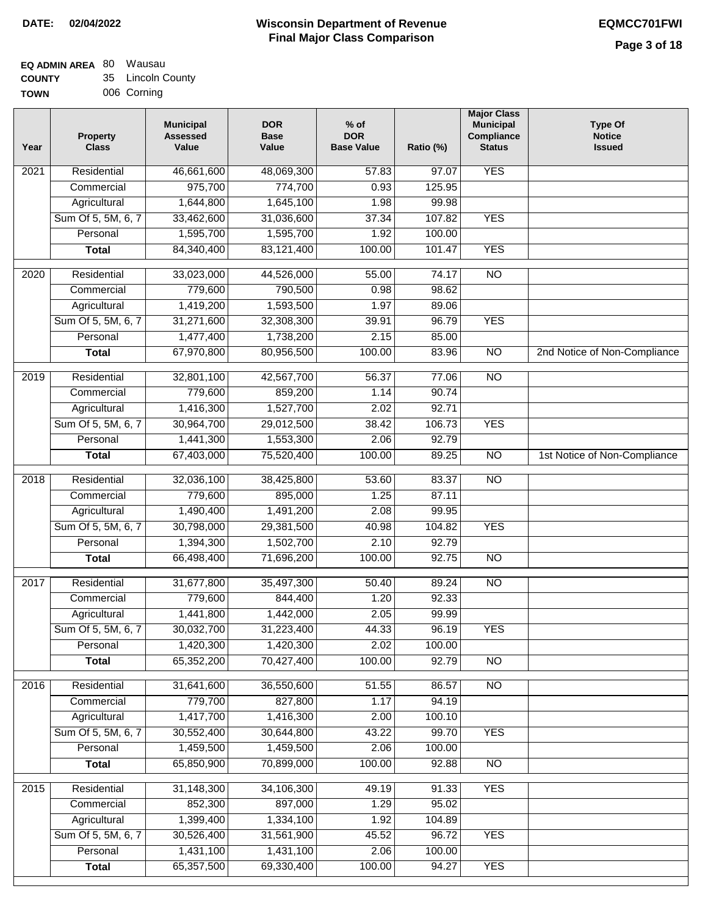**DATE:** 02/04/2022

# Wisconsin Department of Revenue
## Final Major Class Comparison

**EQMCC701FWI**

**EQ ADMIN AREA** 80 Wausau
**COUNTY** 35 Lincoln County
**TOWN** 006 Corning

| Year | Property Class | Municipal Assessed Value | DOR Base Value | % of DOR Base Value | Ratio (%) | Major Class Municipal Compliance Status | Type Of Notice Issued |
|---|---|---|---|---|---|---|---|
| 2021 | Residential | 46,661,600 | 48,069,300 | 57.83 | 97.07 | YES | |
| | Commercial | 975,700 | 774,700 | 0.93 | 125.95 | | |
| | Agricultural | 1,644,800 | 1,645,100 | 1.98 | 99.98 | | |
| | Sum Of 5, 5M, 6, 7 | 33,462,600 | 31,036,600 | 37.34 | 107.82 | YES | |
| | Personal | 1,595,700 | 1,595,700 | 1.92 | 100.00 | | |
| | **Total** | 84,340,400 | 83,121,400 | 100.00 | 101.47 | YES | |
| 2020 | Residential | 33,023,000 | 44,526,000 | 55.00 | 74.17 | NO | |
| | Commercial | 779,600 | 790,500 | 0.98 | 98.62 | | |
| | Agricultural | 1,419,200 | 1,593,500 | 1.97 | 89.06 | | |
| | Sum Of 5, 5M, 6, 7 | 31,271,600 | 32,308,300 | 39.91 | 96.79 | YES | |
| | Personal | 1,477,400 | 1,738,200 | 2.15 | 85.00 | | |
| | **Total** | 67,970,800 | 80,956,500 | 100.00 | 83.96 | NO | 2nd Notice of Non-Compliance |
| 2019 | Residential | 32,801,100 | 42,567,700 | 56.37 | 77.06 | NO | |
| | Commercial | 779,600 | 859,200 | 1.14 | 90.74 | | |
| | Agricultural | 1,416,300 | 1,527,700 | 2.02 | 92.71 | | |
| | Sum Of 5, 5M, 6, 7 | 30,964,700 | 29,012,500 | 38.42 | 106.73 | YES | |
| | Personal | 1,441,300 | 1,553,300 | 2.06 | 92.79 | | |
| | **Total** | 67,403,000 | 75,520,400 | 100.00 | 89.25 | NO | 1st Notice of Non-Compliance |
| 2018 | Residential | 32,036,100 | 38,425,800 | 53.60 | 83.37 | NO | |
| | Commercial | 779,600 | 895,000 | 1.25 | 87.11 | | |
| | Agricultural | 1,490,400 | 1,491,200 | 2.08 | 99.95 | | |
| | Sum Of 5, 5M, 6, 7 | 30,798,000 | 29,381,500 | 40.98 | 104.82 | YES | |
| | Personal | 1,394,300 | 1,502,700 | 2.10 | 92.79 | | |
| | **Total** | 66,498,400 | 71,696,200 | 100.00 | 92.75 | NO | |
| 2017 | Residential | 31,677,800 | 35,497,300 | 50.40 | 89.24 | NO | |
| | Commercial | 779,600 | 844,400 | 1.20 | 92.33 | | |
| | Agricultural | 1,441,800 | 1,442,000 | 2.05 | 99.99 | | |
| | Sum Of 5, 5M, 6, 7 | 30,032,700 | 31,223,400 | 44.33 | 96.19 | YES | |
| | Personal | 1,420,300 | 1,420,300 | 2.02 | 100.00 | | |
| | **Total** | 65,352,200 | 70,427,400 | 100.00 | 92.79 | NO | |
| 2016 | Residential | 31,641,600 | 36,550,600 | 51.55 | 86.57 | NO | |
| | Commercial | 779,700 | 827,800 | 1.17 | 94.19 | | |
| | Agricultural | 1,417,700 | 1,416,300 | 2.00 | 100.10 | | |
| | Sum Of 5, 5M, 6, 7 | 30,552,400 | 30,644,800 | 43.22 | 99.70 | YES | |
| | Personal | 1,459,500 | 1,459,500 | 2.06 | 100.00 | | |
| | **Total** | 65,850,900 | 70,899,000 | 100.00 | 92.88 | NO | |
| 2015 | Residential | 31,148,300 | 34,106,300 | 49.19 | 91.33 | YES | |
| | Commercial | 852,300 | 897,000 | 1.29 | 95.02 | | |
| | Agricultural | 1,399,400 | 1,334,100 | 1.92 | 104.89 | | |
| | Sum Of 5, 5M, 6, 7 | 30,526,400 | 31,561,900 | 45.52 | 96.72 | YES | |
| | Personal | 1,431,100 | 1,431,100 | 2.06 | 100.00 | | |
| | **Total** | 65,357,500 | 69,330,400 | 100.00 | 94.27 | YES | |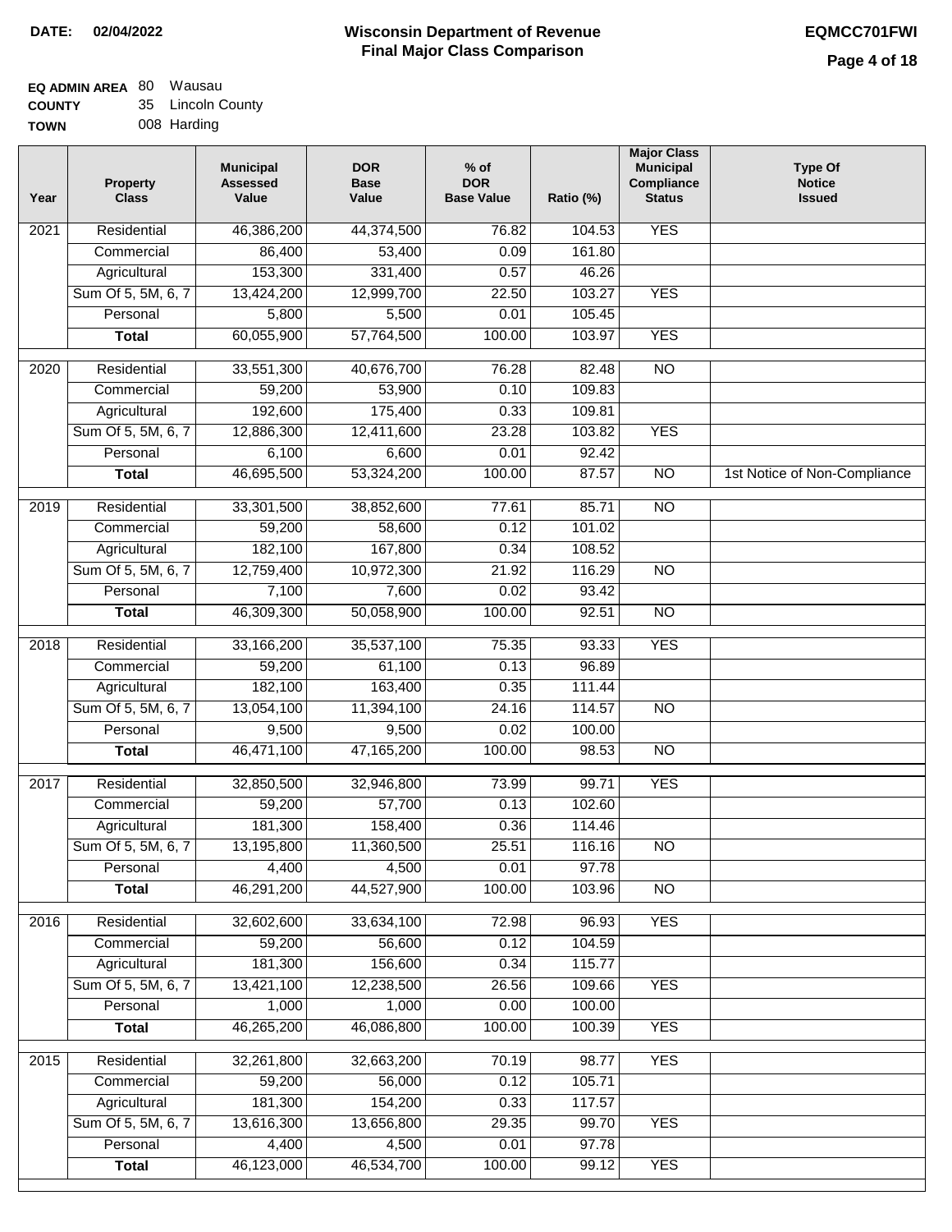**DATE:** 02/04/2022

# Wisconsin Department of Revenue
## Final Major Class Comparison

**EQMCC701FWI**

**EQ ADMIN AREA** 80 Wausau
**COUNTY** 35 Lincoln County
**TOWN** 008 Harding

| Year | Property Class | Municipal Assessed Value | DOR Base Value | % of DOR Base Value | Ratio (%) | Major Class Municipal Compliance Status | Type Of Notice Issued |
|---|---|---|---|---|---|---|---|
| 2021 | Residential | 46,386,200 | 44,374,500 | 76.82 | 104.53 | YES | |
| | Commercial | 86,400 | 53,400 | 0.09 | 161.80 | | |
| | Agricultural | 153,300 | 331,400 | 0.57 | 46.26 | | |
| | Sum Of 5, 5M, 6, 7 | 13,424,200 | 12,999,700 | 22.50 | 103.27 | YES | |
| | Personal | 5,800 | 5,500 | 0.01 | 105.45 | | |
| | **Total** | 60,055,900 | 57,764,500 | 100.00 | 103.97 | YES | |
| 2020 | Residential | 33,551,300 | 40,676,700 | 76.28 | 82.48 | NO | |
| | Commercial | 59,200 | 53,900 | 0.10 | 109.83 | | |
| | Agricultural | 192,600 | 175,400 | 0.33 | 109.81 | | |
| | Sum Of 5, 5M, 6, 7 | 12,886,300 | 12,411,600 | 23.28 | 103.82 | YES | |
| | Personal | 6,100 | 6,600 | 0.01 | 92.42 | | |
| | **Total** | 46,695,500 | 53,324,200 | 100.00 | 87.57 | NO | 1st Notice of Non-Compliance |
| 2019 | Residential | 33,301,500 | 38,852,600 | 77.61 | 85.71 | NO | |
| | Commercial | 59,200 | 58,600 | 0.12 | 101.02 | | |
| | Agricultural | 182,100 | 167,800 | 0.34 | 108.52 | | |
| | Sum Of 5, 5M, 6, 7 | 12,759,400 | 10,972,300 | 21.92 | 116.29 | NO | |
| | Personal | 7,100 | 7,600 | 0.02 | 93.42 | | |
| | **Total** | 46,309,300 | 50,058,900 | 100.00 | 92.51 | NO | |
| 2018 | Residential | 33,166,200 | 35,537,100 | 75.35 | 93.33 | YES | |
| | Commercial | 59,200 | 61,100 | 0.13 | 96.89 | | |
| | Agricultural | 182,100 | 163,400 | 0.35 | 111.44 | | |
| | Sum Of 5, 5M, 6, 7 | 13,054,100 | 11,394,100 | 24.16 | 114.57 | NO | |
| | Personal | 9,500 | 9,500 | 0.02 | 100.00 | | |
| | **Total** | 46,471,100 | 47,165,200 | 100.00 | 98.53 | NO | |
| 2017 | Residential | 32,850,500 | 32,946,800 | 73.99 | 99.71 | YES | |
| | Commercial | 59,200 | 57,700 | 0.13 | 102.60 | | |
| | Agricultural | 181,300 | 158,400 | 0.36 | 114.46 | | |
| | Sum Of 5, 5M, 6, 7 | 13,195,800 | 11,360,500 | 25.51 | 116.16 | NO | |
| | Personal | 4,400 | 4,500 | 0.01 | 97.78 | | |
| | **Total** | 46,291,200 | 44,527,900 | 100.00 | 103.96 | NO | |
| 2016 | Residential | 32,602,600 | 33,634,100 | 72.98 | 96.93 | YES | |
| | Commercial | 59,200 | 56,600 | 0.12 | 104.59 | | |
| | Agricultural | 181,300 | 156,600 | 0.34 | 115.77 | | |
| | Sum Of 5, 5M, 6, 7 | 13,421,100 | 12,238,500 | 26.56 | 109.66 | YES | |
| | Personal | 1,000 | 1,000 | 0.00 | 100.00 | | |
| | **Total** | 46,265,200 | 46,086,800 | 100.00 | 100.39 | YES | |
| 2015 | Residential | 32,261,800 | 32,663,200 | 70.19 | 98.77 | YES | |
| | Commercial | 59,200 | 56,000 | 0.12 | 105.71 | | |
| | Agricultural | 181,300 | 154,200 | 0.33 | 117.57 | | |
| | Sum Of 5, 5M, 6, 7 | 13,616,300 | 13,656,800 | 29.35 | 99.70 | YES | |
| | Personal | 4,400 | 4,500 | 0.01 | 97.78 | | |
| | **Total** | 46,123,000 | 46,534,700 | 100.00 | 99.12 | YES | |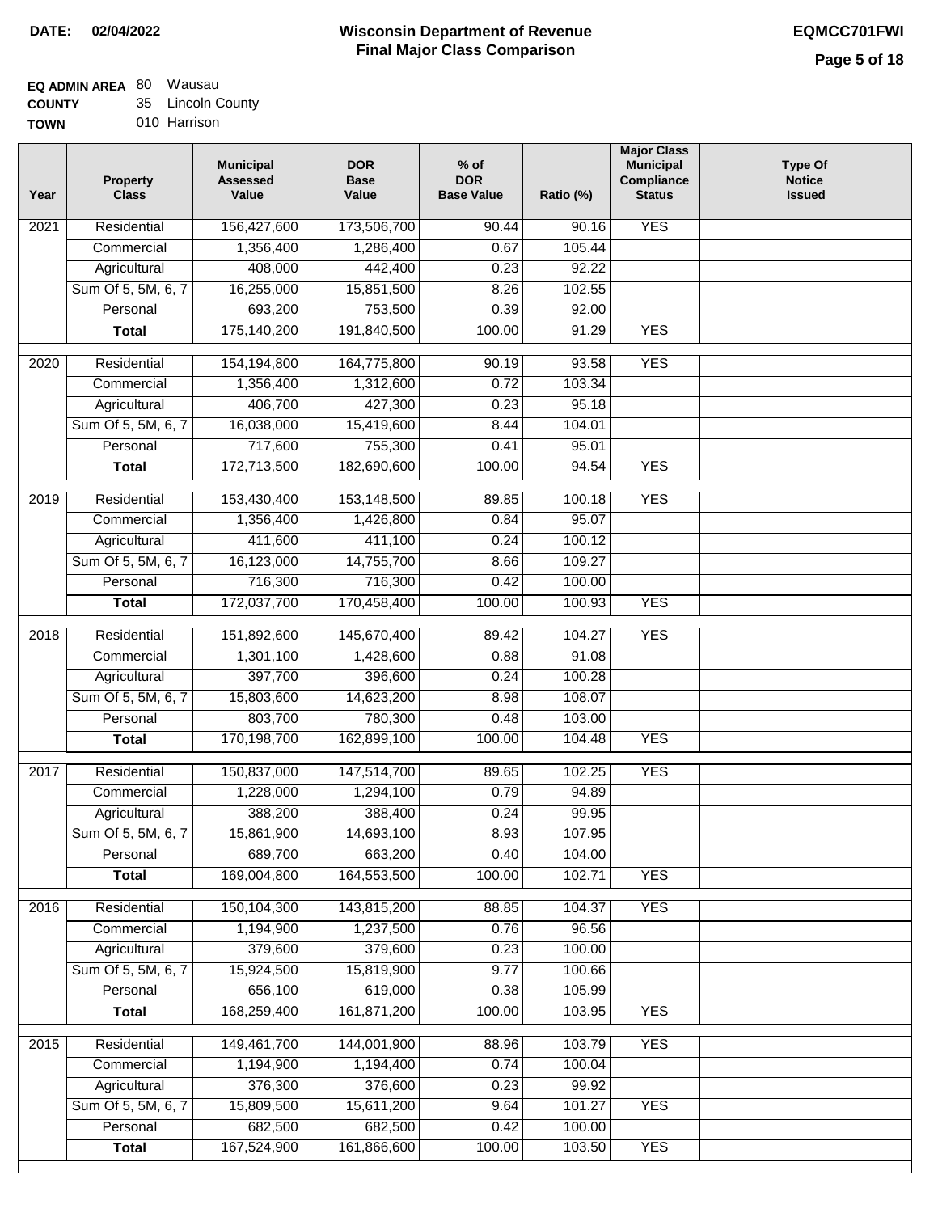**DATE:** 02/04/2022

# Wisconsin Department of Revenue
## Final Major Class Comparison

**EQMCC701FWI**

**EQ ADMIN AREA** 80 Wausau
**COUNTY** 35 Lincoln County
**TOWN** 010 Harrison

| Year | Property Class | Municipal Assessed Value | DOR Base Value | % of DOR Base Value | Ratio (%) | Major Class Municipal Compliance Status | Type Of Notice Issued |
|---|---|---|---|---|---|---|---|
| 2021 | Residential | 156,427,600 | 173,506,700 | 90.44 | 90.16 | YES | |
| | Commercial | 1,356,400 | 1,286,400 | 0.67 | 105.44 | | |
| | Agricultural | 408,000 | 442,400 | 0.23 | 92.22 | | |
| | Sum Of 5, 5M, 6, 7 | 16,255,000 | 15,851,500 | 8.26 | 102.55 | | |
| | Personal | 693,200 | 753,500 | 0.39 | 92.00 | | |
| | **Total** | 175,140,200 | 191,840,500 | 100.00 | 91.29 | YES | |
| 2020 | Residential | 154,194,800 | 164,775,800 | 90.19 | 93.58 | YES | |
| | Commercial | 1,356,400 | 1,312,600 | 0.72 | 103.34 | | |
| | Agricultural | 406,700 | 427,300 | 0.23 | 95.18 | | |
| | Sum Of 5, 5M, 6, 7 | 16,038,000 | 15,419,600 | 8.44 | 104.01 | | |
| | Personal | 717,600 | 755,300 | 0.41 | 95.01 | | |
| | **Total** | 172,713,500 | 182,690,600 | 100.00 | 94.54 | YES | |
| 2019 | Residential | 153,430,400 | 153,148,500 | 89.85 | 100.18 | YES | |
| | Commercial | 1,356,400 | 1,426,800 | 0.84 | 95.07 | | |
| | Agricultural | 411,600 | 411,100 | 0.24 | 100.12 | | |
| | Sum Of 5, 5M, 6, 7 | 16,123,000 | 14,755,700 | 8.66 | 109.27 | | |
| | Personal | 716,300 | 716,300 | 0.42 | 100.00 | | |
| | **Total** | 172,037,700 | 170,458,400 | 100.00 | 100.93 | YES | |
| 2018 | Residential | 151,892,600 | 145,670,400 | 89.42 | 104.27 | YES | |
| | Commercial | 1,301,100 | 1,428,600 | 0.88 | 91.08 | | |
| | Agricultural | 397,700 | 396,600 | 0.24 | 100.28 | | |
| | Sum Of 5, 5M, 6, 7 | 15,803,600 | 14,623,200 | 8.98 | 108.07 | | |
| | Personal | 803,700 | 780,300 | 0.48 | 103.00 | | |
| | **Total** | 170,198,700 | 162,899,100 | 100.00 | 104.48 | YES | |
| 2017 | Residential | 150,837,000 | 147,514,700 | 89.65 | 102.25 | YES | |
| | Commercial | 1,228,000 | 1,294,100 | 0.79 | 94.89 | | |
| | Agricultural | 388,200 | 388,400 | 0.24 | 99.95 | | |
| | Sum Of 5, 5M, 6, 7 | 15,861,900 | 14,693,100 | 8.93 | 107.95 | | |
| | Personal | 689,700 | 663,200 | 0.40 | 104.00 | | |
| | **Total** | 169,004,800 | 164,553,500 | 100.00 | 102.71 | YES | |
| 2016 | Residential | 150,104,300 | 143,815,200 | 88.85 | 104.37 | YES | |
| | Commercial | 1,194,900 | 1,237,500 | 0.76 | 96.56 | | |
| | Agricultural | 379,600 | 379,600 | 0.23 | 100.00 | | |
| | Sum Of 5, 5M, 6, 7 | 15,924,500 | 15,819,900 | 9.77 | 100.66 | | |
| | Personal | 656,100 | 619,000 | 0.38 | 105.99 | | |
| | **Total** | 168,259,400 | 161,871,200 | 100.00 | 103.95 | YES | |
| 2015 | Residential | 149,461,700 | 144,001,900 | 88.96 | 103.79 | YES | |
| | Commercial | 1,194,900 | 1,194,400 | 0.74 | 100.04 | | |
| | Agricultural | 376,300 | 376,600 | 0.23 | 99.92 | | |
| | Sum Of 5, 5M, 6, 7 | 15,809,500 | 15,611,200 | 9.64 | 101.27 | YES | |
| | Personal | 682,500 | 682,500 | 0.42 | 100.00 | | |
| | **Total** | 167,524,900 | 161,866,600 | 100.00 | 103.50 | YES | |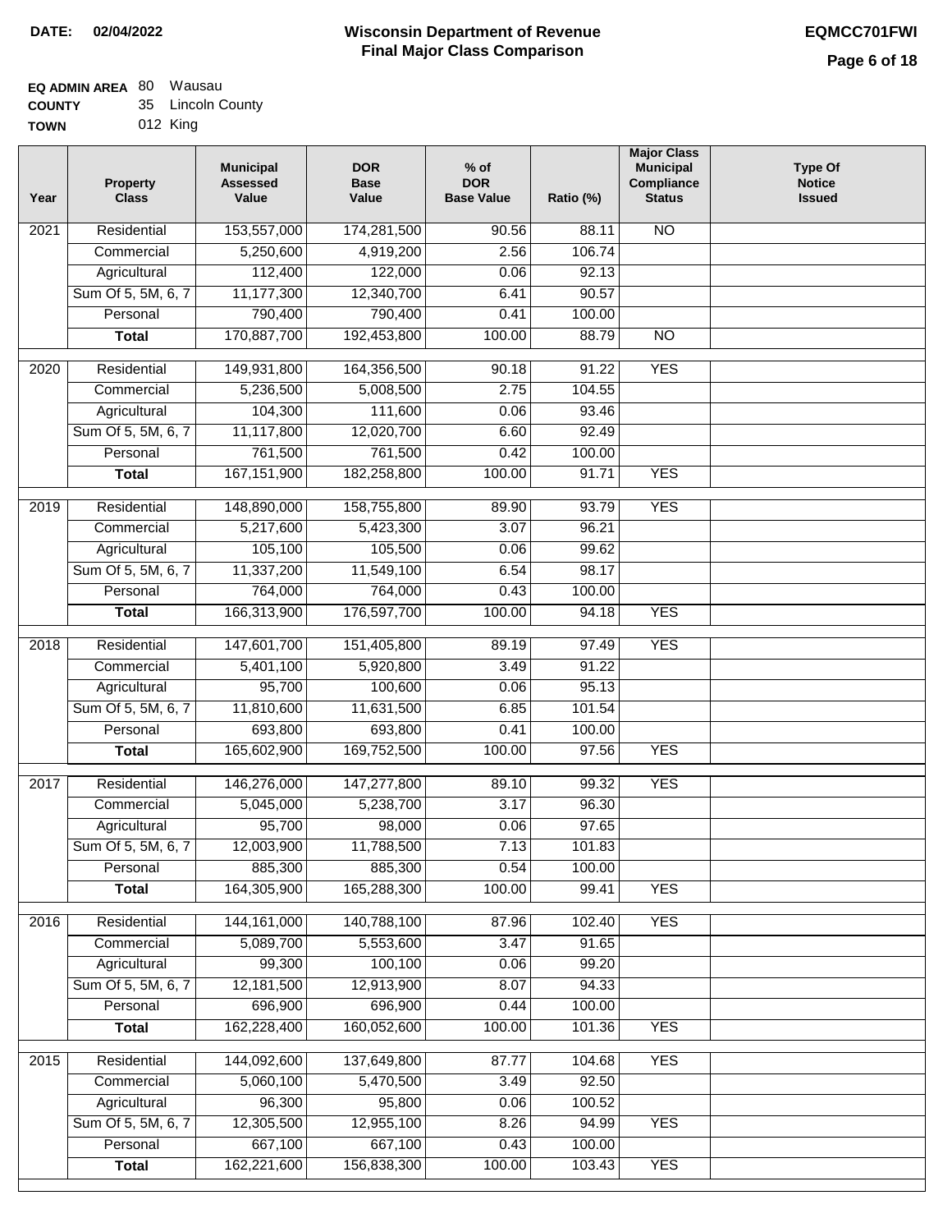**DATE:** 02/04/2022

# Wisconsin Department of Revenue
## Final Major Class Comparison

**EQMCC701FWI**

**EQ ADMIN AREA** 80 Wausau
**COUNTY** 35 Lincoln County
**TOWN** 012 King

| Year | Property Class | Municipal Assessed Value | DOR Base Value | % of DOR Base Value | Ratio (%) | Major Class Municipal Compliance Status | Type Of Notice Issued |
|---|---|---|---|---|---|---|---|
| 2021 | Residential | 153,557,000 | 174,281,500 | 90.56 | 88.11 | NO | |
| | Commercial | 5,250,600 | 4,919,200 | 2.56 | 106.74 | | |
| | Agricultural | 112,400 | 122,000 | 0.06 | 92.13 | | |
| | Sum Of 5, 5M, 6, 7 | 11,177,300 | 12,340,700 | 6.41 | 90.57 | | |
| | Personal | 790,400 | 790,400 | 0.41 | 100.00 | | |
| | **Total** | 170,887,700 | 192,453,800 | 100.00 | 88.79 | NO | |
| 2020 | Residential | 149,931,800 | 164,356,500 | 90.18 | 91.22 | YES | |
| | Commercial | 5,236,500 | 5,008,500 | 2.75 | 104.55 | | |
| | Agricultural | 104,300 | 111,600 | 0.06 | 93.46 | | |
| | Sum Of 5, 5M, 6, 7 | 11,117,800 | 12,020,700 | 6.60 | 92.49 | | |
| | Personal | 761,500 | 761,500 | 0.42 | 100.00 | | |
| | **Total** | 167,151,900 | 182,258,800 | 100.00 | 91.71 | YES | |
| 2019 | Residential | 148,890,000 | 158,755,800 | 89.90 | 93.79 | YES | |
| | Commercial | 5,217,600 | 5,423,300 | 3.07 | 96.21 | | |
| | Agricultural | 105,100 | 105,500 | 0.06 | 99.62 | | |
| | Sum Of 5, 5M, 6, 7 | 11,337,200 | 11,549,100 | 6.54 | 98.17 | | |
| | Personal | 764,000 | 764,000 | 0.43 | 100.00 | | |
| | **Total** | 166,313,900 | 176,597,700 | 100.00 | 94.18 | YES | |
| 2018 | Residential | 147,601,700 | 151,405,800 | 89.19 | 97.49 | YES | |
| | Commercial | 5,401,100 | 5,920,800 | 3.49 | 91.22 | | |
| | Agricultural | 95,700 | 100,600 | 0.06 | 95.13 | | |
| | Sum Of 5, 5M, 6, 7 | 11,810,600 | 11,631,500 | 6.85 | 101.54 | | |
| | Personal | 693,800 | 693,800 | 0.41 | 100.00 | | |
| | **Total** | 165,602,900 | 169,752,500 | 100.00 | 97.56 | YES | |
| 2017 | Residential | 146,276,000 | 147,277,800 | 89.10 | 99.32 | YES | |
| | Commercial | 5,045,000 | 5,238,700 | 3.17 | 96.30 | | |
| | Agricultural | 95,700 | 98,000 | 0.06 | 97.65 | | |
| | Sum Of 5, 5M, 6, 7 | 12,003,900 | 11,788,500 | 7.13 | 101.83 | | |
| | Personal | 885,300 | 885,300 | 0.54 | 100.00 | | |
| | **Total** | 164,305,900 | 165,288,300 | 100.00 | 99.41 | YES | |
| 2016 | Residential | 144,161,000 | 140,788,100 | 87.96 | 102.40 | YES | |
| | Commercial | 5,089,700 | 5,553,600 | 3.47 | 91.65 | | |
| | Agricultural | 99,300 | 100,100 | 0.06 | 99.20 | | |
| | Sum Of 5, 5M, 6, 7 | 12,181,500 | 12,913,900 | 8.07 | 94.33 | | |
| | Personal | 696,900 | 696,900 | 0.44 | 100.00 | | |
| | **Total** | 162,228,400 | 160,052,600 | 100.00 | 101.36 | YES | |
| 2015 | Residential | 144,092,600 | 137,649,800 | 87.77 | 104.68 | YES | |
| | Commercial | 5,060,100 | 5,470,500 | 3.49 | 92.50 | | |
| | Agricultural | 96,300 | 95,800 | 0.06 | 100.52 | | |
| | Sum Of 5, 5M, 6, 7 | 12,305,500 | 12,955,100 | 8.26 | 94.99 | YES | |
| | Personal | 667,100 | 667,100 | 0.43 | 100.00 | | |
| | **Total** | 162,221,600 | 156,838,300 | 100.00 | 103.43 | YES | |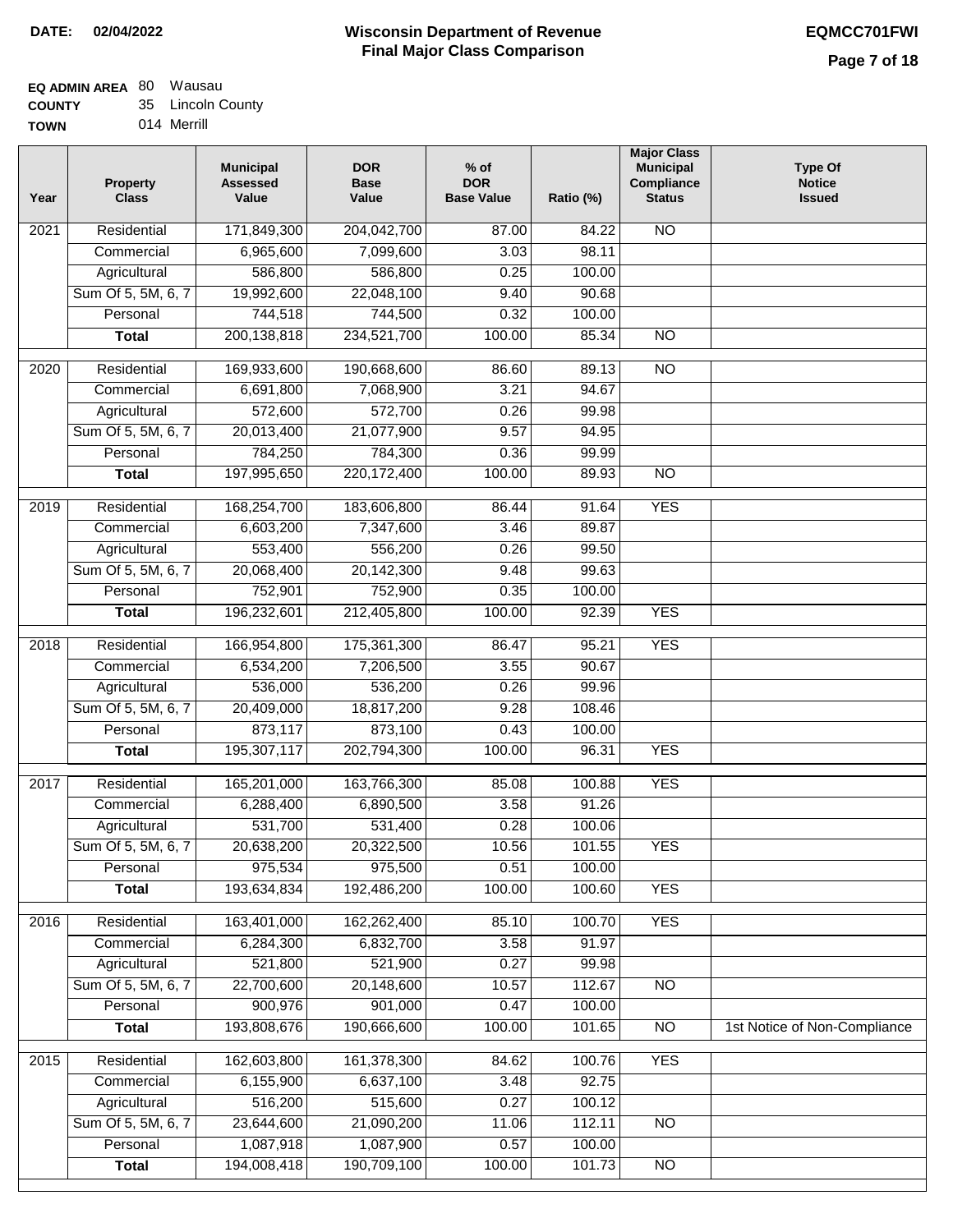**DATE: 02/04/2022**

# Wisconsin Department of Revenue
## Final Major Class Comparison

**EQMCC701FWI**

**EQ ADMIN AREA** 80 Wausau
**COUNTY** 35 Lincoln County
**TOWN** 014 Merrill

| Year | Property Class | Municipal Assessed Value | DOR Base Value | % of DOR Base Value | Ratio (%) | Major Class Municipal Compliance Status | Type Of Notice Issued |
|---|---|---|---|---|---|---|---|
| 2021 | Residential | 171,849,300 | 204,042,700 | 87.00 | 84.22 | NO | |
| | Commercial | 6,965,600 | 7,099,600 | 3.03 | 98.11 | | |
| | Agricultural | 586,800 | 586,800 | 0.25 | 100.00 | | |
| | Sum Of 5, 5M, 6, 7 | 19,992,600 | 22,048,100 | 9.40 | 90.68 | | |
| | Personal | 744,518 | 744,500 | 0.32 | 100.00 | | |
| | **Total** | 200,138,818 | 234,521,700 | 100.00 | 85.34 | NO | |
| 2020 | Residential | 169,933,600 | 190,668,600 | 86.60 | 89.13 | NO | |
| | Commercial | 6,691,800 | 7,068,900 | 3.21 | 94.67 | | |
| | Agricultural | 572,600 | 572,700 | 0.26 | 99.98 | | |
| | Sum Of 5, 5M, 6, 7 | 20,013,400 | 21,077,900 | 9.57 | 94.95 | | |
| | Personal | 784,250 | 784,300 | 0.36 | 99.99 | | |
| | **Total** | 197,995,650 | 220,172,400 | 100.00 | 89.93 | NO | |
| 2019 | Residential | 168,254,700 | 183,606,800 | 86.44 | 91.64 | YES | |
| | Commercial | 6,603,200 | 7,347,600 | 3.46 | 89.87 | | |
| | Agricultural | 553,400 | 556,200 | 0.26 | 99.50 | | |
| | Sum Of 5, 5M, 6, 7 | 20,068,400 | 20,142,300 | 9.48 | 99.63 | | |
| | Personal | 752,901 | 752,900 | 0.35 | 100.00 | | |
| | **Total** | 196,232,601 | 212,405,800 | 100.00 | 92.39 | YES | |
| 2018 | Residential | 166,954,800 | 175,361,300 | 86.47 | 95.21 | YES | |
| | Commercial | 6,534,200 | 7,206,500 | 3.55 | 90.67 | | |
| | Agricultural | 536,000 | 536,200 | 0.26 | 99.96 | | |
| | Sum Of 5, 5M, 6, 7 | 20,409,000 | 18,817,200 | 9.28 | 108.46 | | |
| | Personal | 873,117 | 873,100 | 0.43 | 100.00 | | |
| | **Total** | 195,307,117 | 202,794,300 | 100.00 | 96.31 | YES | |
| 2017 | Residential | 165,201,000 | 163,766,300 | 85.08 | 100.88 | YES | |
| | Commercial | 6,288,400 | 6,890,500 | 3.58 | 91.26 | | |
| | Agricultural | 531,700 | 531,400 | 0.28 | 100.06 | | |
| | Sum Of 5, 5M, 6, 7 | 20,638,200 | 20,322,500 | 10.56 | 101.55 | YES | |
| | Personal | 975,534 | 975,500 | 0.51 | 100.00 | | |
| | **Total** | 193,634,834 | 192,486,200 | 100.00 | 100.60 | YES | |
| 2016 | Residential | 163,401,000 | 162,262,400 | 85.10 | 100.70 | YES | |
| | Commercial | 6,284,300 | 6,832,700 | 3.58 | 91.97 | | |
| | Agricultural | 521,800 | 521,900 | 0.27 | 99.98 | | |
| | Sum Of 5, 5M, 6, 7 | 22,700,600 | 20,148,600 | 10.57 | 112.67 | NO | |
| | Personal | 900,976 | 901,000 | 0.47 | 100.00 | | |
| | **Total** | 193,808,676 | 190,666,600 | 100.00 | 101.65 | NO | 1st Notice of Non-Compliance |
| 2015 | Residential | 162,603,800 | 161,378,300 | 84.62 | 100.76 | YES | |
| | Commercial | 6,155,900 | 6,637,100 | 3.48 | 92.75 | | |
| | Agricultural | 516,200 | 515,600 | 0.27 | 100.12 | | |
| | Sum Of 5, 5M, 6, 7 | 23,644,600 | 21,090,200 | 11.06 | 112.11 | NO | |
| | Personal | 1,087,918 | 1,087,900 | 0.57 | 100.00 | | |
| | **Total** | 194,008,418 | 190,709,100 | 100.00 | 101.73 | NO | |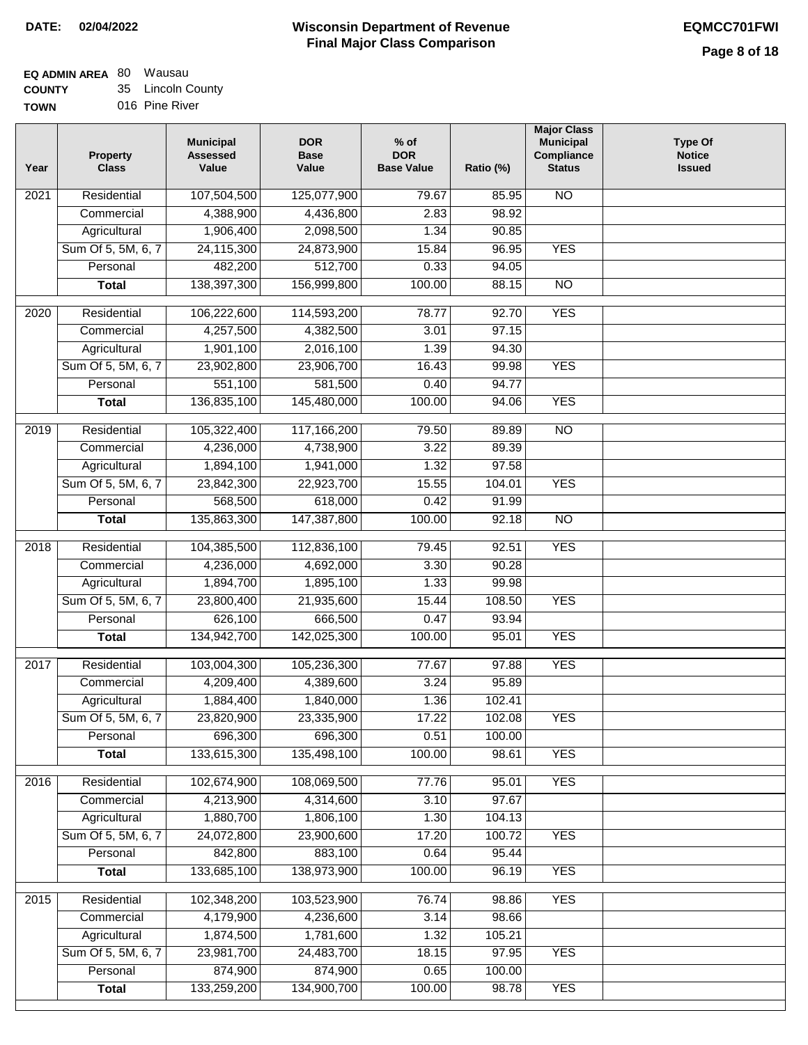**DATE: 02/04/2022**

# Wisconsin Department of Revenue
## Final Major Class Comparison

**EQMCC701FWI**

**EQ ADMIN AREA** 80 Wausau
**COUNTY** 35 Lincoln County
**TOWN** 016 Pine River

| Year | Property Class | Municipal Assessed Value | DOR Base Value | % of DOR Base Value | Ratio (%) | Major Class Municipal Compliance Status | Type Of Notice Issued |
|---|---|---|---|---|---|---|---|
| 2021 | Residential | 107,504,500 | 125,077,900 | 79.67 | 85.95 | NO | |
| | Commercial | 4,388,900 | 4,436,800 | 2.83 | 98.92 | | |
| | Agricultural | 1,906,400 | 2,098,500 | 1.34 | 90.85 | | |
| | Sum Of 5, 5M, 6, 7 | 24,115,300 | 24,873,900 | 15.84 | 96.95 | YES | |
| | Personal | 482,200 | 512,700 | 0.33 | 94.05 | | |
| | **Total** | 138,397,300 | 156,999,800 | 100.00 | 88.15 | NO | |
| 2020 | Residential | 106,222,600 | 114,593,200 | 78.77 | 92.70 | YES | |
| | Commercial | 4,257,500 | 4,382,500 | 3.01 | 97.15 | | |
| | Agricultural | 1,901,100 | 2,016,100 | 1.39 | 94.30 | | |
| | Sum Of 5, 5M, 6, 7 | 23,902,800 | 23,906,700 | 16.43 | 99.98 | YES | |
| | Personal | 551,100 | 581,500 | 0.40 | 94.77 | | |
| | **Total** | 136,835,100 | 145,480,000 | 100.00 | 94.06 | YES | |
| 2019 | Residential | 105,322,400 | 117,166,200 | 79.50 | 89.89 | NO | |
| | Commercial | 4,236,000 | 4,738,900 | 3.22 | 89.39 | | |
| | Agricultural | 1,894,100 | 1,941,000 | 1.32 | 97.58 | | |
| | Sum Of 5, 5M, 6, 7 | 23,842,300 | 22,923,700 | 15.55 | 104.01 | YES | |
| | Personal | 568,500 | 618,000 | 0.42 | 91.99 | | |
| | **Total** | 135,863,300 | 147,387,800 | 100.00 | 92.18 | NO | |
| 2018 | Residential | 104,385,500 | 112,836,100 | 79.45 | 92.51 | YES | |
| | Commercial | 4,236,000 | 4,692,000 | 3.30 | 90.28 | | |
| | Agricultural | 1,894,700 | 1,895,100 | 1.33 | 99.98 | | |
| | Sum Of 5, 5M, 6, 7 | 23,800,400 | 21,935,600 | 15.44 | 108.50 | YES | |
| | Personal | 626,100 | 666,500 | 0.47 | 93.94 | | |
| | **Total** | 134,942,700 | 142,025,300 | 100.00 | 95.01 | YES | |
| 2017 | Residential | 103,004,300 | 105,236,300 | 77.67 | 97.88 | YES | |
| | Commercial | 4,209,400 | 4,389,600 | 3.24 | 95.89 | | |
| | Agricultural | 1,884,400 | 1,840,000 | 1.36 | 102.41 | | |
| | Sum Of 5, 5M, 6, 7 | 23,820,900 | 23,335,900 | 17.22 | 102.08 | YES | |
| | Personal | 696,300 | 696,300 | 0.51 | 100.00 | | |
| | **Total** | 133,615,300 | 135,498,100 | 100.00 | 98.61 | YES | |
| 2016 | Residential | 102,674,900 | 108,069,500 | 77.76 | 95.01 | YES | |
| | Commercial | 4,213,900 | 4,314,600 | 3.10 | 97.67 | | |
| | Agricultural | 1,880,700 | 1,806,100 | 1.30 | 104.13 | | |
| | Sum Of 5, 5M, 6, 7 | 24,072,800 | 23,900,600 | 17.20 | 100.72 | YES | |
| | Personal | 842,800 | 883,100 | 0.64 | 95.44 | | |
| | **Total** | 133,685,100 | 138,973,900 | 100.00 | 96.19 | YES | |
| 2015 | Residential | 102,348,200 | 103,523,900 | 76.74 | 98.86 | YES | |
| | Commercial | 4,179,900 | 4,236,600 | 3.14 | 98.66 | | |
| | Agricultural | 1,874,500 | 1,781,600 | 1.32 | 105.21 | | |
| | Sum Of 5, 5M, 6, 7 | 23,981,700 | 24,483,700 | 18.15 | 97.95 | YES | |
| | Personal | 874,900 | 874,900 | 0.65 | 100.00 | | |
| | **Total** | 133,259,200 | 134,900,700 | 100.00 | 98.78 | YES | |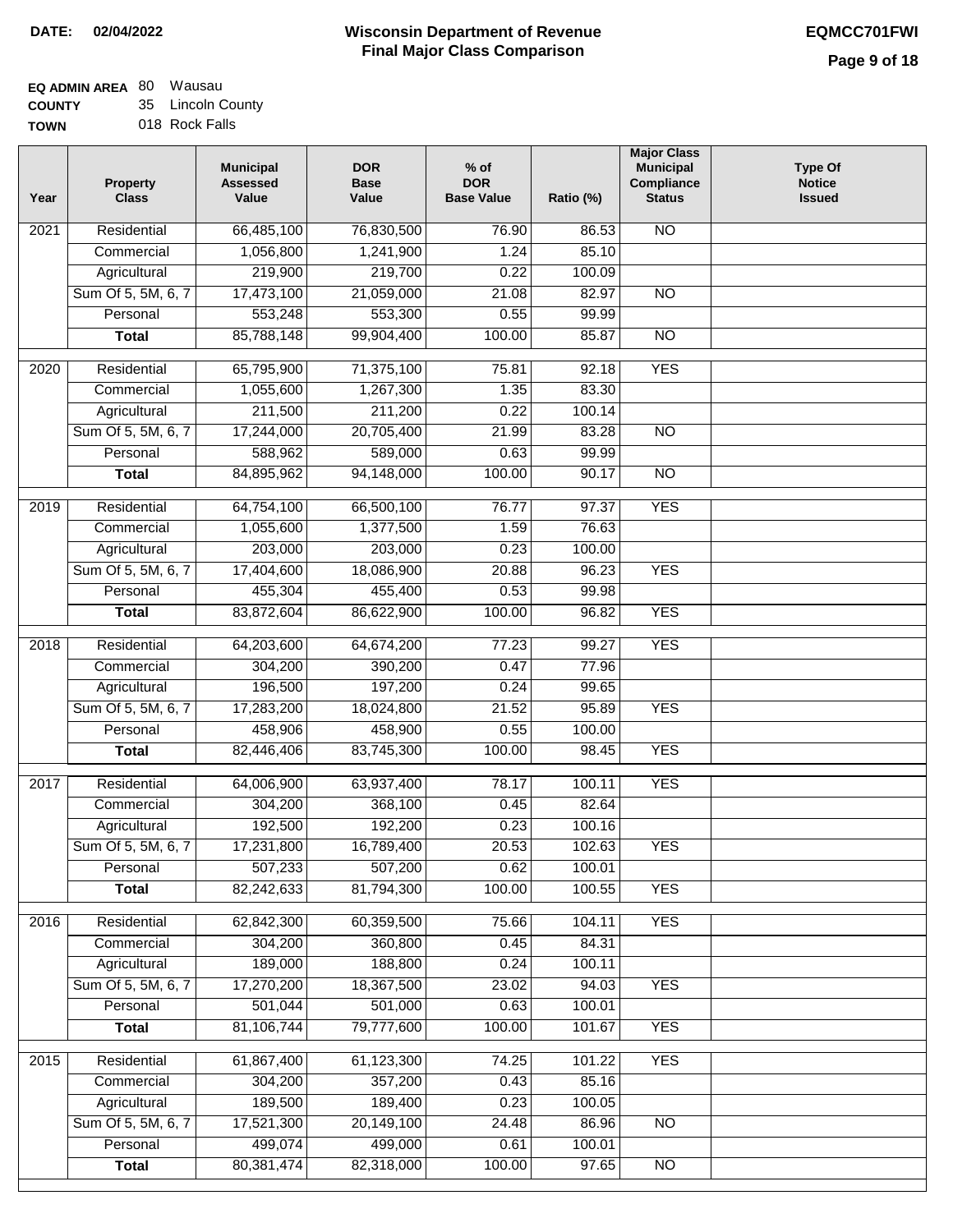**DATE: 02/04/2022**

# Wisconsin Department of Revenue
## Final Major Class Comparison

**EQMCC701FWI**

**EQ ADMIN AREA** 80 Wausau
**COUNTY** 35 Lincoln County
**TOWN** 018 Rock Falls

| Year | Property Class | Municipal Assessed Value | DOR Base Value | % of DOR Base Value | Ratio (%) | Major Class Municipal Compliance Status | Type Of Notice Issued |
|---|---|---|---|---|---|---|---|
| 2021 | Residential | 66,485,100 | 76,830,500 | 76.90 | 86.53 | NO | |
| | Commercial | 1,056,800 | 1,241,900 | 1.24 | 85.10 | | |
| | Agricultural | 219,900 | 219,700 | 0.22 | 100.09 | | |
| | Sum Of 5, 5M, 6, 7 | 17,473,100 | 21,059,000 | 21.08 | 82.97 | NO | |
| | Personal | 553,248 | 553,300 | 0.55 | 99.99 | | |
| | **Total** | 85,788,148 | 99,904,400 | 100.00 | 85.87 | NO | |
| 2020 | Residential | 65,795,900 | 71,375,100 | 75.81 | 92.18 | YES | |
| | Commercial | 1,055,600 | 1,267,300 | 1.35 | 83.30 | | |
| | Agricultural | 211,500 | 211,200 | 0.22 | 100.14 | | |
| | Sum Of 5, 5M, 6, 7 | 17,244,000 | 20,705,400 | 21.99 | 83.28 | NO | |
| | Personal | 588,962 | 589,000 | 0.63 | 99.99 | | |
| | **Total** | 84,895,962 | 94,148,000 | 100.00 | 90.17 | NO | |
| 2019 | Residential | 64,754,100 | 66,500,100 | 76.77 | 97.37 | YES | |
| | Commercial | 1,055,600 | 1,377,500 | 1.59 | 76.63 | | |
| | Agricultural | 203,000 | 203,000 | 0.23 | 100.00 | | |
| | Sum Of 5, 5M, 6, 7 | 17,404,600 | 18,086,900 | 20.88 | 96.23 | YES | |
| | Personal | 455,304 | 455,400 | 0.53 | 99.98 | | |
| | **Total** | 83,872,604 | 86,622,900 | 100.00 | 96.82 | YES | |
| 2018 | Residential | 64,203,600 | 64,674,200 | 77.23 | 99.27 | YES | |
| | Commercial | 304,200 | 390,200 | 0.47 | 77.96 | | |
| | Agricultural | 196,500 | 197,200 | 0.24 | 99.65 | | |
| | Sum Of 5, 5M, 6, 7 | 17,283,200 | 18,024,800 | 21.52 | 95.89 | YES | |
| | Personal | 458,906 | 458,900 | 0.55 | 100.00 | | |
| | **Total** | 82,446,406 | 83,745,300 | 100.00 | 98.45 | YES | |
| 2017 | Residential | 64,006,900 | 63,937,400 | 78.17 | 100.11 | YES | |
| | Commercial | 304,200 | 368,100 | 0.45 | 82.64 | | |
| | Agricultural | 192,500 | 192,200 | 0.23 | 100.16 | | |
| | Sum Of 5, 5M, 6, 7 | 17,231,800 | 16,789,400 | 20.53 | 102.63 | YES | |
| | Personal | 507,233 | 507,200 | 0.62 | 100.01 | | |
| | **Total** | 82,242,633 | 81,794,300 | 100.00 | 100.55 | YES | |
| 2016 | Residential | 62,842,300 | 60,359,500 | 75.66 | 104.11 | YES | |
| | Commercial | 304,200 | 360,800 | 0.45 | 84.31 | | |
| | Agricultural | 189,000 | 188,800 | 0.24 | 100.11 | | |
| | Sum Of 5, 5M, 6, 7 | 17,270,200 | 18,367,500 | 23.02 | 94.03 | YES | |
| | Personal | 501,044 | 501,000 | 0.63 | 100.01 | | |
| | **Total** | 81,106,744 | 79,777,600 | 100.00 | 101.67 | YES | |
| 2015 | Residential | 61,867,400 | 61,123,300 | 74.25 | 101.22 | YES | |
| | Commercial | 304,200 | 357,200 | 0.43 | 85.16 | | |
| | Agricultural | 189,500 | 189,400 | 0.23 | 100.05 | | |
| | Sum Of 5, 5M, 6, 7 | 17,521,300 | 20,149,100 | 24.48 | 86.96 | NO | |
| | Personal | 499,074 | 499,000 | 0.61 | 100.01 | | |
| | **Total** | 80,381,474 | 82,318,000 | 100.00 | 97.65 | NO | |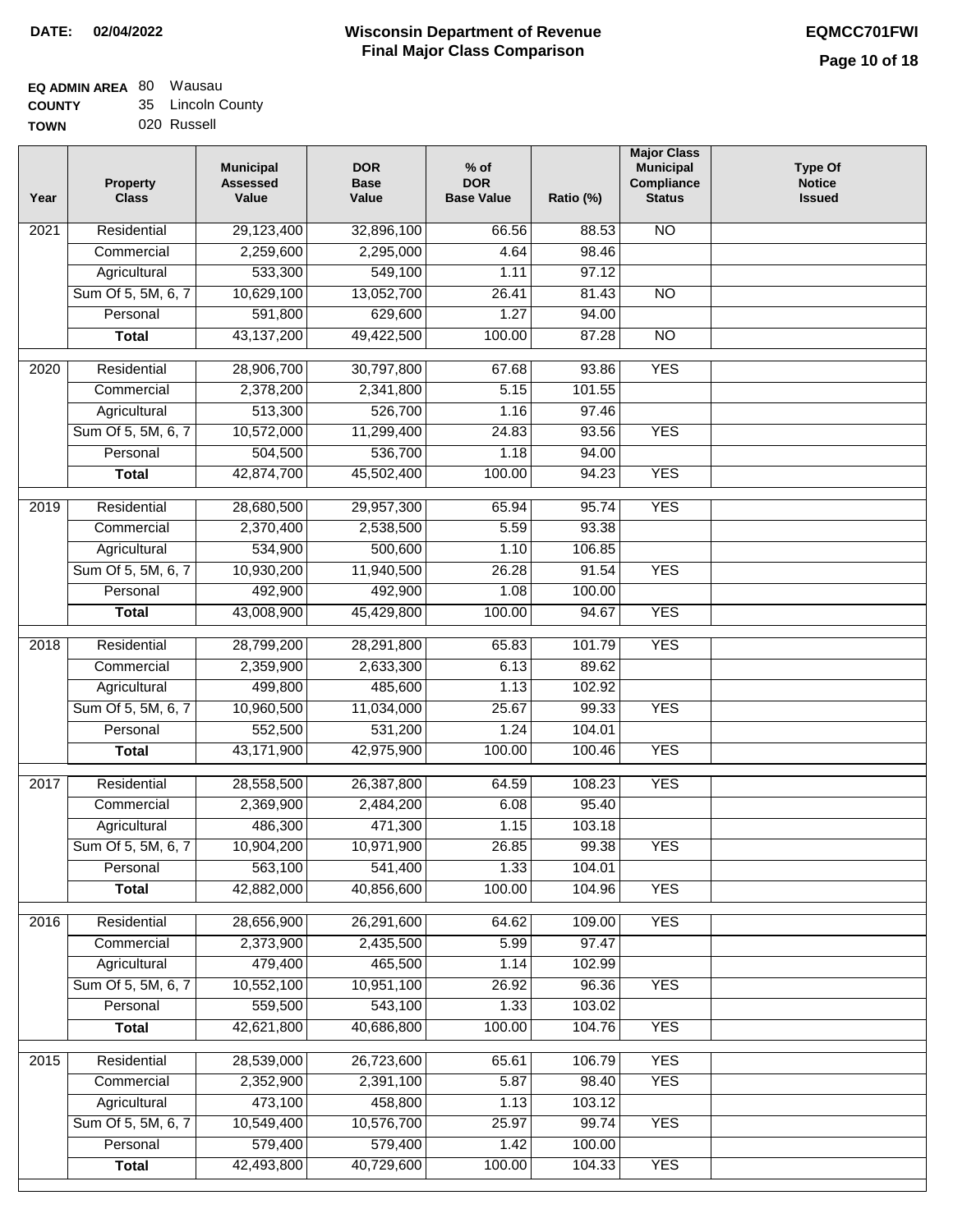**DATE: 02/04/2022**

# Wisconsin Department of Revenue
## Final Major Class Comparison

**EQMCC701FWI**

**EQ ADMIN AREA** 80 Wausau
**COUNTY** 35 Lincoln County
**TOWN** 020 Russell

| Year | Property Class | Municipal Assessed Value | DOR Base Value | % of DOR Base Value | Ratio (%) | Major Class Municipal Compliance Status | Type Of Notice Issued |
|---|---|---|---|---|---|---|---|
| 2021 | Residential | 29,123,400 | 32,896,100 | 66.56 | 88.53 | NO | |
| | Commercial | 2,259,600 | 2,295,000 | 4.64 | 98.46 | | |
| | Agricultural | 533,300 | 549,100 | 1.11 | 97.12 | | |
| | Sum Of 5, 5M, 6, 7 | 10,629,100 | 13,052,700 | 26.41 | 81.43 | NO | |
| | Personal | 591,800 | 629,600 | 1.27 | 94.00 | | |
| | **Total** | 43,137,200 | 49,422,500 | 100.00 | 87.28 | NO | |
| 2020 | Residential | 28,906,700 | 30,797,800 | 67.68 | 93.86 | YES | |
| | Commercial | 2,378,200 | 2,341,800 | 5.15 | 101.55 | | |
| | Agricultural | 513,300 | 526,700 | 1.16 | 97.46 | | |
| | Sum Of 5, 5M, 6, 7 | 10,572,000 | 11,299,400 | 24.83 | 93.56 | YES | |
| | Personal | 504,500 | 536,700 | 1.18 | 94.00 | | |
| | **Total** | 42,874,700 | 45,502,400 | 100.00 | 94.23 | YES | |
| 2019 | Residential | 28,680,500 | 29,957,300 | 65.94 | 95.74 | YES | |
| | Commercial | 2,370,400 | 2,538,500 | 5.59 | 93.38 | | |
| | Agricultural | 534,900 | 500,600 | 1.10 | 106.85 | | |
| | Sum Of 5, 5M, 6, 7 | 10,930,200 | 11,940,500 | 26.28 | 91.54 | YES | |
| | Personal | 492,900 | 492,900 | 1.08 | 100.00 | | |
| | **Total** | 43,008,900 | 45,429,800 | 100.00 | 94.67 | YES | |
| 2018 | Residential | 28,799,200 | 28,291,800 | 65.83 | 101.79 | YES | |
| | Commercial | 2,359,900 | 2,633,300 | 6.13 | 89.62 | | |
| | Agricultural | 499,800 | 485,600 | 1.13 | 102.92 | | |
| | Sum Of 5, 5M, 6, 7 | 10,960,500 | 11,034,000 | 25.67 | 99.33 | YES | |
| | Personal | 552,500 | 531,200 | 1.24 | 104.01 | | |
| | **Total** | 43,171,900 | 42,975,900 | 100.00 | 100.46 | YES | |
| 2017 | Residential | 28,558,500 | 26,387,800 | 64.59 | 108.23 | YES | |
| | Commercial | 2,369,900 | 2,484,200 | 6.08 | 95.40 | | |
| | Agricultural | 486,300 | 471,300 | 1.15 | 103.18 | | |
| | Sum Of 5, 5M, 6, 7 | 10,904,200 | 10,971,900 | 26.85 | 99.38 | YES | |
| | Personal | 563,100 | 541,400 | 1.33 | 104.01 | | |
| | **Total** | 42,882,000 | 40,856,600 | 100.00 | 104.96 | YES | |
| 2016 | Residential | 28,656,900 | 26,291,600 | 64.62 | 109.00 | YES | |
| | Commercial | 2,373,900 | 2,435,500 | 5.99 | 97.47 | | |
| | Agricultural | 479,400 | 465,500 | 1.14 | 102.99 | | |
| | Sum Of 5, 5M, 6, 7 | 10,552,100 | 10,951,100 | 26.92 | 96.36 | YES | |
| | Personal | 559,500 | 543,100 | 1.33 | 103.02 | | |
| | **Total** | 42,621,800 | 40,686,800 | 100.00 | 104.76 | YES | |
| 2015 | Residential | 28,539,000 | 26,723,600 | 65.61 | 106.79 | YES | |
| | Commercial | 2,352,900 | 2,391,100 | 5.87 | 98.40 | YES | |
| | Agricultural | 473,100 | 458,800 | 1.13 | 103.12 | | |
| | Sum Of 5, 5M, 6, 7 | 10,549,400 | 10,576,700 | 25.97 | 99.74 | YES | |
| | Personal | 579,400 | 579,400 | 1.42 | 100.00 | | |
| | **Total** | 42,493,800 | 40,729,600 | 100.00 | 104.33 | YES | |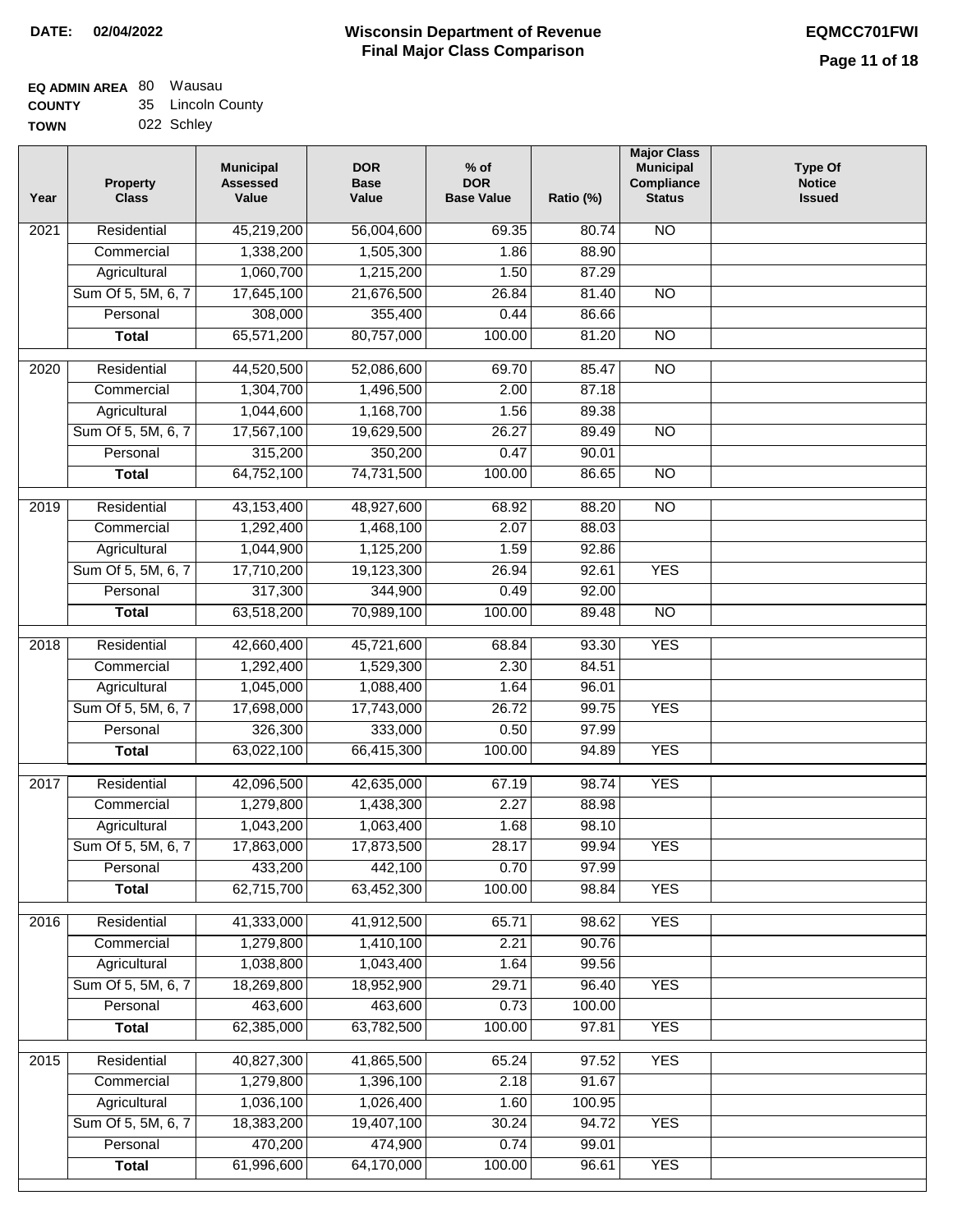**DATE:** 02/04/2022

# Wisconsin Department of Revenue
## Final Major Class Comparison

**EQMCC701FWI**

**EQ ADMIN AREA** 80 Wausau
**COUNTY** 35 Lincoln County
**TOWN** 022 Schley

| Year | Property Class | Municipal Assessed Value | DOR Base Value | % of DOR Base Value | Ratio (%) | Major Class Municipal Compliance Status | Type Of Notice Issued |
|---|---|---|---|---|---|---|---|
| 2021 | Residential | 45,219,200 | 56,004,600 | 69.35 | 80.74 | NO | |
| | Commercial | 1,338,200 | 1,505,300 | 1.86 | 88.90 | | |
| | Agricultural | 1,060,700 | 1,215,200 | 1.50 | 87.29 | | |
| | Sum Of 5, 5M, 6, 7 | 17,645,100 | 21,676,500 | 26.84 | 81.40 | NO | |
| | Personal | 308,000 | 355,400 | 0.44 | 86.66 | | |
| | **Total** | 65,571,200 | 80,757,000 | 100.00 | 81.20 | NO | |
| 2020 | Residential | 44,520,500 | 52,086,600 | 69.70 | 85.47 | NO | |
| | Commercial | 1,304,700 | 1,496,500 | 2.00 | 87.18 | | |
| | Agricultural | 1,044,600 | 1,168,700 | 1.56 | 89.38 | | |
| | Sum Of 5, 5M, 6, 7 | 17,567,100 | 19,629,500 | 26.27 | 89.49 | NO | |
| | Personal | 315,200 | 350,200 | 0.47 | 90.01 | | |
| | **Total** | 64,752,100 | 74,731,500 | 100.00 | 86.65 | NO | |
| 2019 | Residential | 43,153,400 | 48,927,600 | 68.92 | 88.20 | NO | |
| | Commercial | 1,292,400 | 1,468,100 | 2.07 | 88.03 | | |
| | Agricultural | 1,044,900 | 1,125,200 | 1.59 | 92.86 | | |
| | Sum Of 5, 5M, 6, 7 | 17,710,200 | 19,123,300 | 26.94 | 92.61 | YES | |
| | Personal | 317,300 | 344,900 | 0.49 | 92.00 | | |
| | **Total** | 63,518,200 | 70,989,100 | 100.00 | 89.48 | NO | |
| 2018 | Residential | 42,660,400 | 45,721,600 | 68.84 | 93.30 | YES | |
| | Commercial | 1,292,400 | 1,529,300 | 2.30 | 84.51 | | |
| | Agricultural | 1,045,000 | 1,088,400 | 1.64 | 96.01 | | |
| | Sum Of 5, 5M, 6, 7 | 17,698,000 | 17,743,000 | 26.72 | 99.75 | YES | |
| | Personal | 326,300 | 333,000 | 0.50 | 97.99 | | |
| | **Total** | 63,022,100 | 66,415,300 | 100.00 | 94.89 | YES | |
| 2017 | Residential | 42,096,500 | 42,635,000 | 67.19 | 98.74 | YES | |
| | Commercial | 1,279,800 | 1,438,300 | 2.27 | 88.98 | | |
| | Agricultural | 1,043,200 | 1,063,400 | 1.68 | 98.10 | | |
| | Sum Of 5, 5M, 6, 7 | 17,863,000 | 17,873,500 | 28.17 | 99.94 | YES | |
| | Personal | 433,200 | 442,100 | 0.70 | 97.99 | | |
| | **Total** | 62,715,700 | 63,452,300 | 100.00 | 98.84 | YES | |
| 2016 | Residential | 41,333,000 | 41,912,500 | 65.71 | 98.62 | YES | |
| | Commercial | 1,279,800 | 1,410,100 | 2.21 | 90.76 | | |
| | Agricultural | 1,038,800 | 1,043,400 | 1.64 | 99.56 | | |
| | Sum Of 5, 5M, 6, 7 | 18,269,800 | 18,952,900 | 29.71 | 96.40 | YES | |
| | Personal | 463,600 | 463,600 | 0.73 | 100.00 | | |
| | **Total** | 62,385,000 | 63,782,500 | 100.00 | 97.81 | YES | |
| 2015 | Residential | 40,827,300 | 41,865,500 | 65.24 | 97.52 | YES | |
| | Commercial | 1,279,800 | 1,396,100 | 2.18 | 91.67 | | |
| | Agricultural | 1,036,100 | 1,026,400 | 1.60 | 100.95 | | |
| | Sum Of 5, 5M, 6, 7 | 18,383,200 | 19,407,100 | 30.24 | 94.72 | YES | |
| | Personal | 470,200 | 474,900 | 0.74 | 99.01 | | |
| | **Total** | 61,996,600 | 64,170,000 | 100.00 | 96.61 | YES | |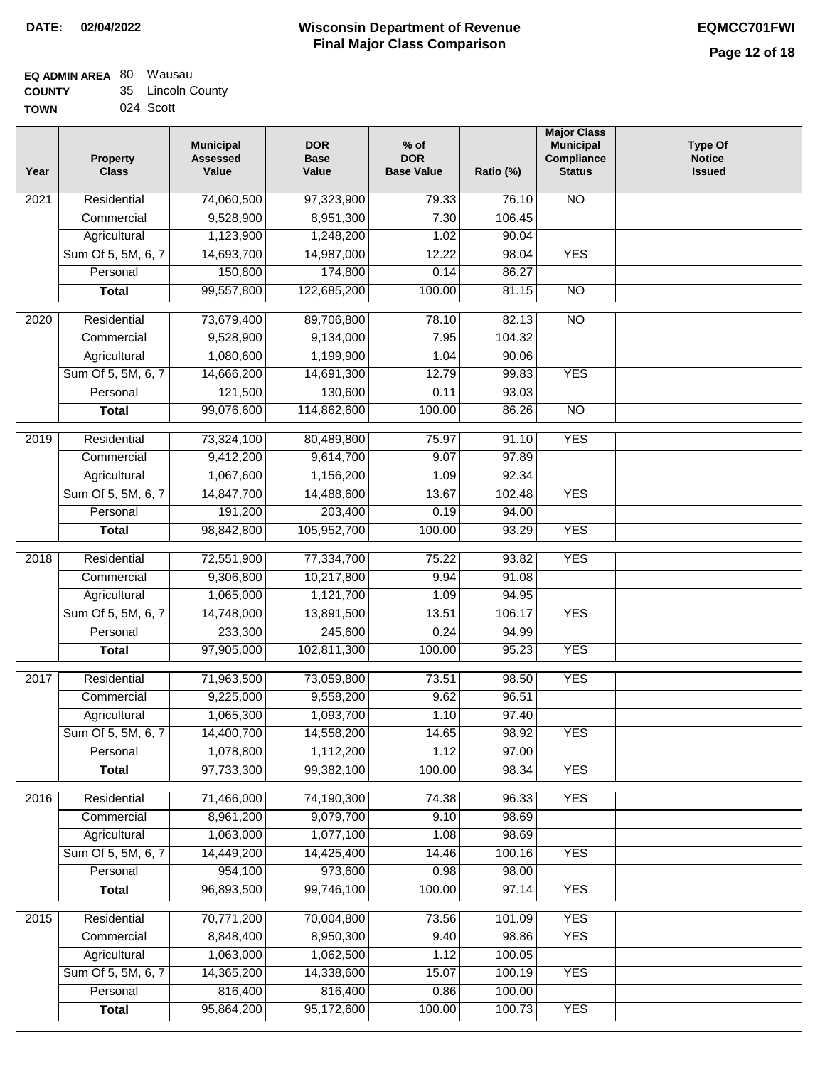**DATE: 02/04/2022**

# Wisconsin Department of Revenue
## Final Major Class Comparison

**EQMCC701FWI**

**EQ ADMIN AREA** 80 Wausau
**COUNTY** 35 Lincoln County
**TOWN** 024 Scott

| Year | Property Class | Municipal Assessed Value | DOR Base Value | % of DOR Base Value | Ratio (%) | Major Class Municipal Compliance Status | Type Of Notice Issued |
|---|---|---|---|---|---|---|---|
| 2021 | Residential | 74,060,500 | 97,323,900 | 79.33 | 76.10 | NO | |
| | Commercial | 9,528,900 | 8,951,300 | 7.30 | 106.45 | | |
| | Agricultural | 1,123,900 | 1,248,200 | 1.02 | 90.04 | | |
| | Sum Of 5, 5M, 6, 7 | 14,693,700 | 14,987,000 | 12.22 | 98.04 | YES | |
| | Personal | 150,800 | 174,800 | 0.14 | 86.27 | | |
| | **Total** | 99,557,800 | 122,685,200 | 100.00 | 81.15 | NO | |
| 2020 | Residential | 73,679,400 | 89,706,800 | 78.10 | 82.13 | NO | |
| | Commercial | 9,528,900 | 9,134,000 | 7.95 | 104.32 | | |
| | Agricultural | 1,080,600 | 1,199,900 | 1.04 | 90.06 | | |
| | Sum Of 5, 5M, 6, 7 | 14,666,200 | 14,691,300 | 12.79 | 99.83 | YES | |
| | Personal | 121,500 | 130,600 | 0.11 | 93.03 | | |
| | **Total** | 99,076,600 | 114,862,600 | 100.00 | 86.26 | NO | |
| 2019 | Residential | 73,324,100 | 80,489,800 | 75.97 | 91.10 | YES | |
| | Commercial | 9,412,200 | 9,614,700 | 9.07 | 97.89 | | |
| | Agricultural | 1,067,600 | 1,156,200 | 1.09 | 92.34 | | |
| | Sum Of 5, 5M, 6, 7 | 14,847,700 | 14,488,600 | 13.67 | 102.48 | YES | |
| | Personal | 191,200 | 203,400 | 0.19 | 94.00 | | |
| | **Total** | 98,842,800 | 105,952,700 | 100.00 | 93.29 | YES | |
| 2018 | Residential | 72,551,900 | 77,334,700 | 75.22 | 93.82 | YES | |
| | Commercial | 9,306,800 | 10,217,800 | 9.94 | 91.08 | | |
| | Agricultural | 1,065,000 | 1,121,700 | 1.09 | 94.95 | | |
| | Sum Of 5, 5M, 6, 7 | 14,748,000 | 13,891,500 | 13.51 | 106.17 | YES | |
| | Personal | 233,300 | 245,600 | 0.24 | 94.99 | | |
| | **Total** | 97,905,000 | 102,811,300 | 100.00 | 95.23 | YES | |
| 2017 | Residential | 71,963,500 | 73,059,800 | 73.51 | 98.50 | YES | |
| | Commercial | 9,225,000 | 9,558,200 | 9.62 | 96.51 | | |
| | Agricultural | 1,065,300 | 1,093,700 | 1.10 | 97.40 | | |
| | Sum Of 5, 5M, 6, 7 | 14,400,700 | 14,558,200 | 14.65 | 98.92 | YES | |
| | Personal | 1,078,800 | 1,112,200 | 1.12 | 97.00 | | |
| | **Total** | 97,733,300 | 99,382,100 | 100.00 | 98.34 | YES | |
| 2016 | Residential | 71,466,000 | 74,190,300 | 74.38 | 96.33 | YES | |
| | Commercial | 8,961,200 | 9,079,700 | 9.10 | 98.69 | | |
| | Agricultural | 1,063,000 | 1,077,100 | 1.08 | 98.69 | | |
| | Sum Of 5, 5M, 6, 7 | 14,449,200 | 14,425,400 | 14.46 | 100.16 | YES | |
| | Personal | 954,100 | 973,600 | 0.98 | 98.00 | | |
| | **Total** | 96,893,500 | 99,746,100 | 100.00 | 97.14 | YES | |
| 2015 | Residential | 70,771,200 | 70,004,800 | 73.56 | 101.09 | YES | |
| | Commercial | 8,848,400 | 8,950,300 | 9.40 | 98.86 | YES | |
| | Agricultural | 1,063,000 | 1,062,500 | 1.12 | 100.05 | | |
| | Sum Of 5, 5M, 6, 7 | 14,365,200 | 14,338,600 | 15.07 | 100.19 | YES | |
| | Personal | 816,400 | 816,400 | 0.86 | 100.00 | | |
| | **Total** | 95,864,200 | 95,172,600 | 100.00 | 100.73 | YES | |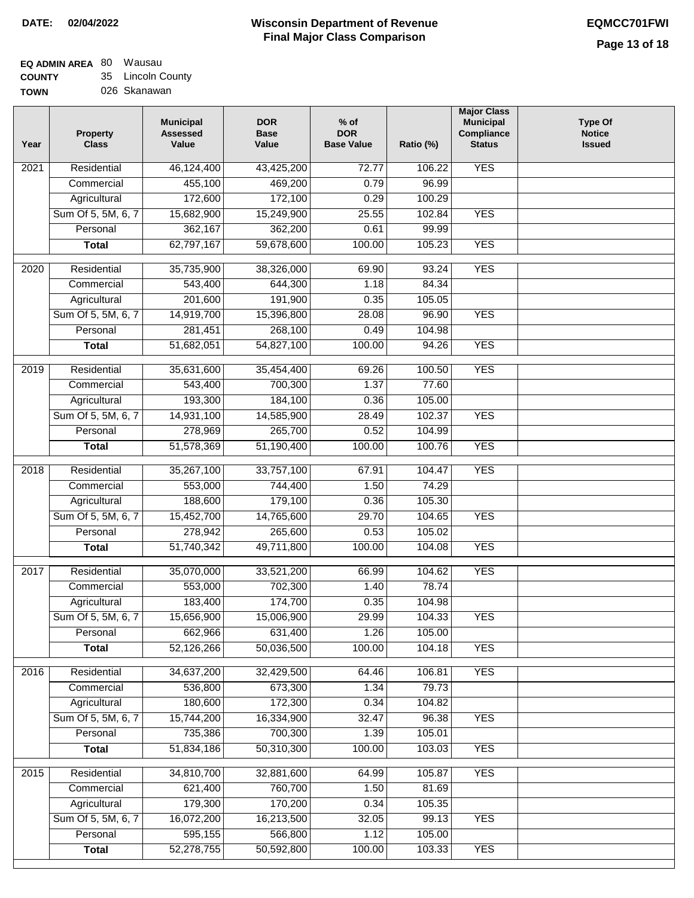**DATE: 02/04/2022**

# Wisconsin Department of Revenue
## Final Major Class Comparison

**EQMCC701FWI**

**EQ ADMIN AREA** 80 Wausau
**COUNTY** 35 Lincoln County
**TOWN** 026 Skanawan

| Year | Property Class | Municipal Assessed Value | DOR Base Value | % of DOR Base Value | Ratio (%) | Major Class Municipal Compliance Status | Type Of Notice Issued |
|---|---|---|---|---|---|---|---|
| 2021 | Residential | 46,124,400 | 43,425,200 | 72.77 | 106.22 | YES | |
| | Commercial | 455,100 | 469,200 | 0.79 | 96.99 | | |
| | Agricultural | 172,600 | 172,100 | 0.29 | 100.29 | | |
| | Sum Of 5, 5M, 6, 7 | 15,682,900 | 15,249,900 | 25.55 | 102.84 | YES | |
| | Personal | 362,167 | 362,200 | 0.61 | 99.99 | | |
| | **Total** | 62,797,167 | 59,678,600 | 100.00 | 105.23 | YES | |
| 2020 | Residential | 35,735,900 | 38,326,000 | 69.90 | 93.24 | YES | |
| | Commercial | 543,400 | 644,300 | 1.18 | 84.34 | | |
| | Agricultural | 201,600 | 191,900 | 0.35 | 105.05 | | |
| | Sum Of 5, 5M, 6, 7 | 14,919,700 | 15,396,800 | 28.08 | 96.90 | YES | |
| | Personal | 281,451 | 268,100 | 0.49 | 104.98 | | |
| | **Total** | 51,682,051 | 54,827,100 | 100.00 | 94.26 | YES | |
| 2019 | Residential | 35,631,600 | 35,454,400 | 69.26 | 100.50 | YES | |
| | Commercial | 543,400 | 700,300 | 1.37 | 77.60 | | |
| | Agricultural | 193,300 | 184,100 | 0.36 | 105.00 | | |
| | Sum Of 5, 5M, 6, 7 | 14,931,100 | 14,585,900 | 28.49 | 102.37 | YES | |
| | Personal | 278,969 | 265,700 | 0.52 | 104.99 | | |
| | **Total** | 51,578,369 | 51,190,400 | 100.00 | 100.76 | YES | |
| 2018 | Residential | 35,267,100 | 33,757,100 | 67.91 | 104.47 | YES | |
| | Commercial | 553,000 | 744,400 | 1.50 | 74.29 | | |
| | Agricultural | 188,600 | 179,100 | 0.36 | 105.30 | | |
| | Sum Of 5, 5M, 6, 7 | 15,452,700 | 14,765,600 | 29.70 | 104.65 | YES | |
| | Personal | 278,942 | 265,600 | 0.53 | 105.02 | | |
| | **Total** | 51,740,342 | 49,711,800 | 100.00 | 104.08 | YES | |
| 2017 | Residential | 35,070,000 | 33,521,200 | 66.99 | 104.62 | YES | |
| | Commercial | 553,000 | 702,300 | 1.40 | 78.74 | | |
| | Agricultural | 183,400 | 174,700 | 0.35 | 104.98 | | |
| | Sum Of 5, 5M, 6, 7 | 15,656,900 | 15,006,900 | 29.99 | 104.33 | YES | |
| | Personal | 662,966 | 631,400 | 1.26 | 105.00 | | |
| | **Total** | 52,126,266 | 50,036,500 | 100.00 | 104.18 | YES | |
| 2016 | Residential | 34,637,200 | 32,429,500 | 64.46 | 106.81 | YES | |
| | Commercial | 536,800 | 673,300 | 1.34 | 79.73 | | |
| | Agricultural | 180,600 | 172,300 | 0.34 | 104.82 | | |
| | Sum Of 5, 5M, 6, 7 | 15,744,200 | 16,334,900 | 32.47 | 96.38 | YES | |
| | Personal | 735,386 | 700,300 | 1.39 | 105.01 | | |
| | **Total** | 51,834,186 | 50,310,300 | 100.00 | 103.03 | YES | |
| 2015 | Residential | 34,810,700 | 32,881,600 | 64.99 | 105.87 | YES | |
| | Commercial | 621,400 | 760,700 | 1.50 | 81.69 | | |
| | Agricultural | 179,300 | 170,200 | 0.34 | 105.35 | | |
| | Sum Of 5, 5M, 6, 7 | 16,072,200 | 16,213,500 | 32.05 | 99.13 | YES | |
| | Personal | 595,155 | 566,800 | 1.12 | 105.00 | | |
| | **Total** | 52,278,755 | 50,592,800 | 100.00 | 103.33 | YES | |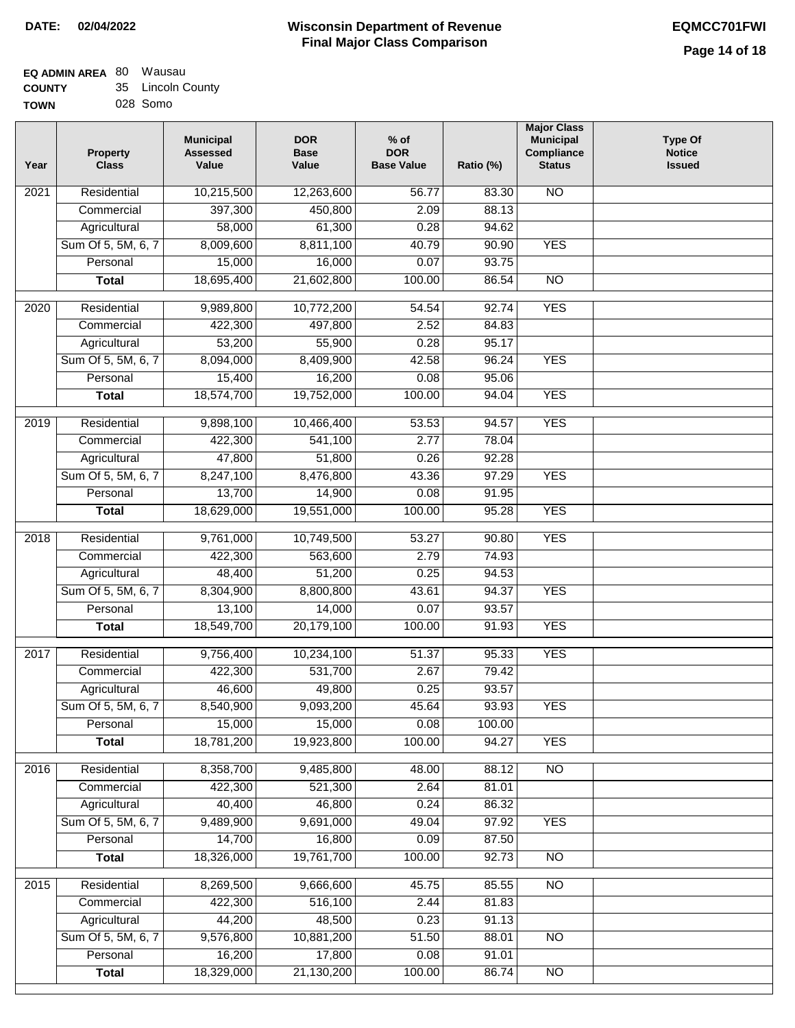DATE: 02/04/2022

# Wisconsin Department of Revenue
## Final Major Class Comparison

EQMCC701FWI

**EQ ADMIN AREA** 80 Wausau
**COUNTY** 35 Lincoln County
**TOWN** 028 Somo

| Year | Property Class | Municipal Assessed Value | DOR Base Value | % of DOR Base Value | Ratio (%) | Major Class Municipal Compliance Status | Type Of Notice Issued |
|---|---|---|---|---|---|---|---|
| 2021 | Residential | 10,215,500 | 12,263,600 | 56.77 | 83.30 | NO | |
| | Commercial | 397,300 | 450,800 | 2.09 | 88.13 | | |
| | Agricultural | 58,000 | 61,300 | 0.28 | 94.62 | | |
| | Sum Of 5, 5M, 6, 7 | 8,009,600 | 8,811,100 | 40.79 | 90.90 | YES | |
| | Personal | 15,000 | 16,000 | 0.07 | 93.75 | | |
| | **Total** | 18,695,400 | 21,602,800 | 100.00 | 86.54 | NO | |
| 2020 | Residential | 9,989,800 | 10,772,200 | 54.54 | 92.74 | YES | |
| | Commercial | 422,300 | 497,800 | 2.52 | 84.83 | | |
| | Agricultural | 53,200 | 55,900 | 0.28 | 95.17 | | |
| | Sum Of 5, 5M, 6, 7 | 8,094,000 | 8,409,900 | 42.58 | 96.24 | YES | |
| | Personal | 15,400 | 16,200 | 0.08 | 95.06 | | |
| | **Total** | 18,574,700 | 19,752,000 | 100.00 | 94.04 | YES | |
| 2019 | Residential | 9,898,100 | 10,466,400 | 53.53 | 94.57 | YES | |
| | Commercial | 422,300 | 541,100 | 2.77 | 78.04 | | |
| | Agricultural | 47,800 | 51,800 | 0.26 | 92.28 | | |
| | Sum Of 5, 5M, 6, 7 | 8,247,100 | 8,476,800 | 43.36 | 97.29 | YES | |
| | Personal | 13,700 | 14,900 | 0.08 | 91.95 | | |
| | **Total** | 18,629,000 | 19,551,000 | 100.00 | 95.28 | YES | |
| 2018 | Residential | 9,761,000 | 10,749,500 | 53.27 | 90.80 | YES | |
| | Commercial | 422,300 | 563,600 | 2.79 | 74.93 | | |
| | Agricultural | 48,400 | 51,200 | 0.25 | 94.53 | | |
| | Sum Of 5, 5M, 6, 7 | 8,304,900 | 8,800,800 | 43.61 | 94.37 | YES | |
| | Personal | 13,100 | 14,000 | 0.07 | 93.57 | | |
| | **Total** | 18,549,700 | 20,179,100 | 100.00 | 91.93 | YES | |
| 2017 | Residential | 9,756,400 | 10,234,100 | 51.37 | 95.33 | YES | |
| | Commercial | 422,300 | 531,700 | 2.67 | 79.42 | | |
| | Agricultural | 46,600 | 49,800 | 0.25 | 93.57 | | |
| | Sum Of 5, 5M, 6, 7 | 8,540,900 | 9,093,200 | 45.64 | 93.93 | YES | |
| | Personal | 15,000 | 15,000 | 0.08 | 100.00 | | |
| | **Total** | 18,781,200 | 19,923,800 | 100.00 | 94.27 | YES | |
| 2016 | Residential | 8,358,700 | 9,485,800 | 48.00 | 88.12 | NO | |
| | Commercial | 422,300 | 521,300 | 2.64 | 81.01 | | |
| | Agricultural | 40,400 | 46,800 | 0.24 | 86.32 | | |
| | Sum Of 5, 5M, 6, 7 | 9,489,900 | 9,691,000 | 49.04 | 97.92 | YES | |
| | Personal | 14,700 | 16,800 | 0.09 | 87.50 | | |
| | **Total** | 18,326,000 | 19,761,700 | 100.00 | 92.73 | NO | |
| 2015 | Residential | 8,269,500 | 9,666,600 | 45.75 | 85.55 | NO | |
| | Commercial | 422,300 | 516,100 | 2.44 | 81.83 | | |
| | Agricultural | 44,200 | 48,500 | 0.23 | 91.13 | | |
| | Sum Of 5, 5M, 6, 7 | 9,576,800 | 10,881,200 | 51.50 | 88.01 | NO | |
| | Personal | 16,200 | 17,800 | 0.08 | 91.01 | | |
| | **Total** | 18,329,000 | 21,130,200 | 100.00 | 86.74 | NO | |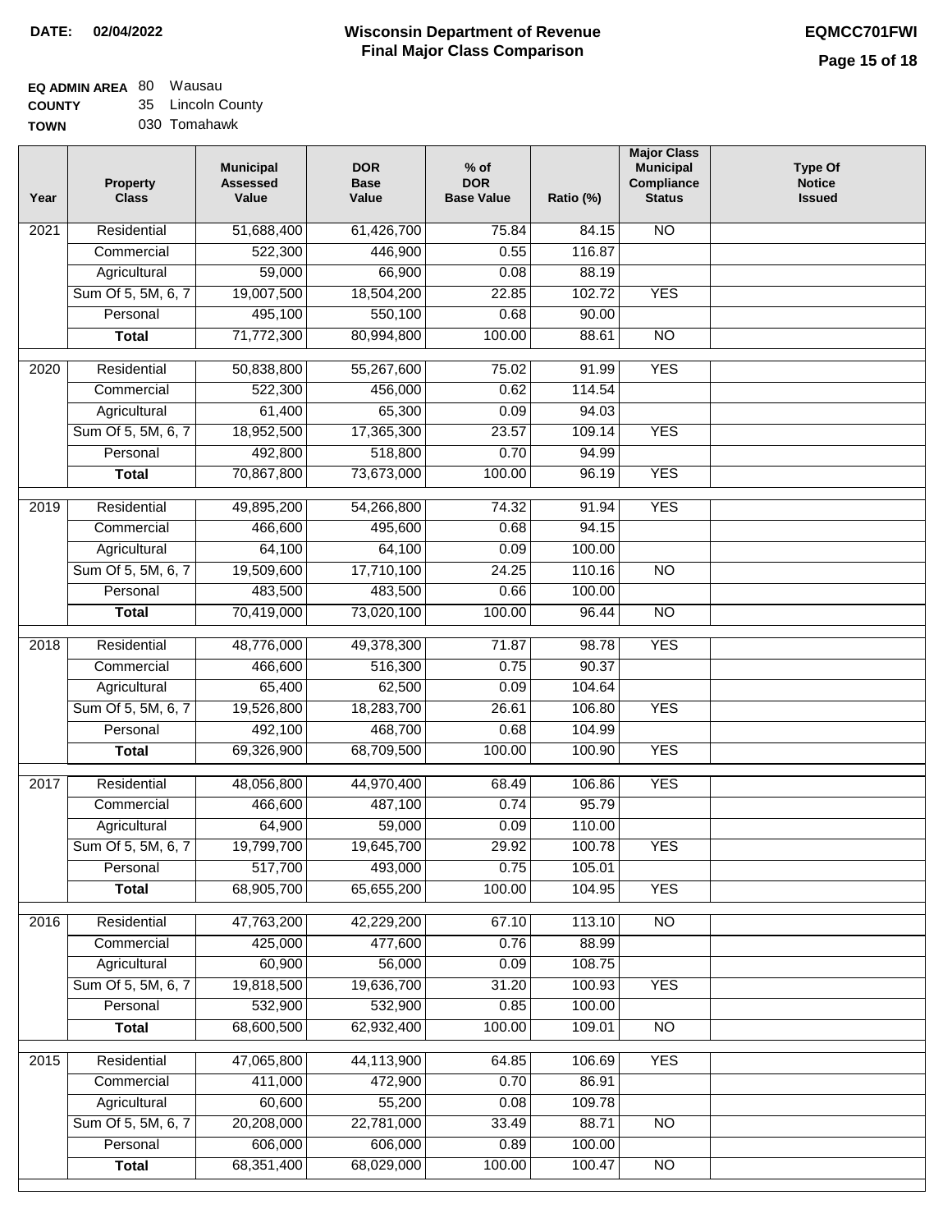**DATE: 02/04/2022**

# Wisconsin Department of Revenue
## Final Major Class Comparison

**EQMCC701FWI**

**EQ ADMIN AREA** 80 Wausau
**COUNTY** 35 Lincoln County
**TOWN** 030 Tomahawk

| Year | Property Class | Municipal Assessed Value | DOR Base Value | % of DOR Base Value | Ratio (%) | Major Class Municipal Compliance Status | Type Of Notice Issued |
|---|---|---|---|---|---|---|---|
| 2021 | Residential | 51,688,400 | 61,426,700 | 75.84 | 84.15 | NO | |
| | Commercial | 522,300 | 446,900 | 0.55 | 116.87 | | |
| | Agricultural | 59,000 | 66,900 | 0.08 | 88.19 | | |
| | Sum Of 5, 5M, 6, 7 | 19,007,500 | 18,504,200 | 22.85 | 102.72 | YES | |
| | Personal | 495,100 | 550,100 | 0.68 | 90.00 | | |
| | **Total** | 71,772,300 | 80,994,800 | 100.00 | 88.61 | NO | |
| 2020 | Residential | 50,838,800 | 55,267,600 | 75.02 | 91.99 | YES | |
| | Commercial | 522,300 | 456,000 | 0.62 | 114.54 | | |
| | Agricultural | 61,400 | 65,300 | 0.09 | 94.03 | | |
| | Sum Of 5, 5M, 6, 7 | 18,952,500 | 17,365,300 | 23.57 | 109.14 | YES | |
| | Personal | 492,800 | 518,800 | 0.70 | 94.99 | | |
| | **Total** | 70,867,800 | 73,673,000 | 100.00 | 96.19 | YES | |
| 2019 | Residential | 49,895,200 | 54,266,800 | 74.32 | 91.94 | YES | |
| | Commercial | 466,600 | 495,600 | 0.68 | 94.15 | | |
| | Agricultural | 64,100 | 64,100 | 0.09 | 100.00 | | |
| | Sum Of 5, 5M, 6, 7 | 19,509,600 | 17,710,100 | 24.25 | 110.16 | NO | |
| | Personal | 483,500 | 483,500 | 0.66 | 100.00 | | |
| | **Total** | 70,419,000 | 73,020,100 | 100.00 | 96.44 | NO | |
| 2018 | Residential | 48,776,000 | 49,378,300 | 71.87 | 98.78 | YES | |
| | Commercial | 466,600 | 516,300 | 0.75 | 90.37 | | |
| | Agricultural | 65,400 | 62,500 | 0.09 | 104.64 | | |
| | Sum Of 5, 5M, 6, 7 | 19,526,800 | 18,283,700 | 26.61 | 106.80 | YES | |
| | Personal | 492,100 | 468,700 | 0.68 | 104.99 | | |
| | **Total** | 69,326,900 | 68,709,500 | 100.00 | 100.90 | YES | |
| 2017 | Residential | 48,056,800 | 44,970,400 | 68.49 | 106.86 | YES | |
| | Commercial | 466,600 | 487,100 | 0.74 | 95.79 | | |
| | Agricultural | 64,900 | 59,000 | 0.09 | 110.00 | | |
| | Sum Of 5, 5M, 6, 7 | 19,799,700 | 19,645,700 | 29.92 | 100.78 | YES | |
| | Personal | 517,700 | 493,000 | 0.75 | 105.01 | | |
| | **Total** | 68,905,700 | 65,655,200 | 100.00 | 104.95 | YES | |
| 2016 | Residential | 47,763,200 | 42,229,200 | 67.10 | 113.10 | NO | |
| | Commercial | 425,000 | 477,600 | 0.76 | 88.99 | | |
| | Agricultural | 60,900 | 56,000 | 0.09 | 108.75 | | |
| | Sum Of 5, 5M, 6, 7 | 19,818,500 | 19,636,700 | 31.20 | 100.93 | YES | |
| | Personal | 532,900 | 532,900 | 0.85 | 100.00 | | |
| | **Total** | 68,600,500 | 62,932,400 | 100.00 | 109.01 | NO | |
| 2015 | Residential | 47,065,800 | 44,113,900 | 64.85 | 106.69 | YES | |
| | Commercial | 411,000 | 472,900 | 0.70 | 86.91 | | |
| | Agricultural | 60,600 | 55,200 | 0.08 | 109.78 | | |
| | Sum Of 5, 5M, 6, 7 | 20,208,000 | 22,781,000 | 33.49 | 88.71 | NO | |
| | Personal | 606,000 | 606,000 | 0.89 | 100.00 | | |
| | **Total** | 68,351,400 | 68,029,000 | 100.00 | 100.47 | NO | |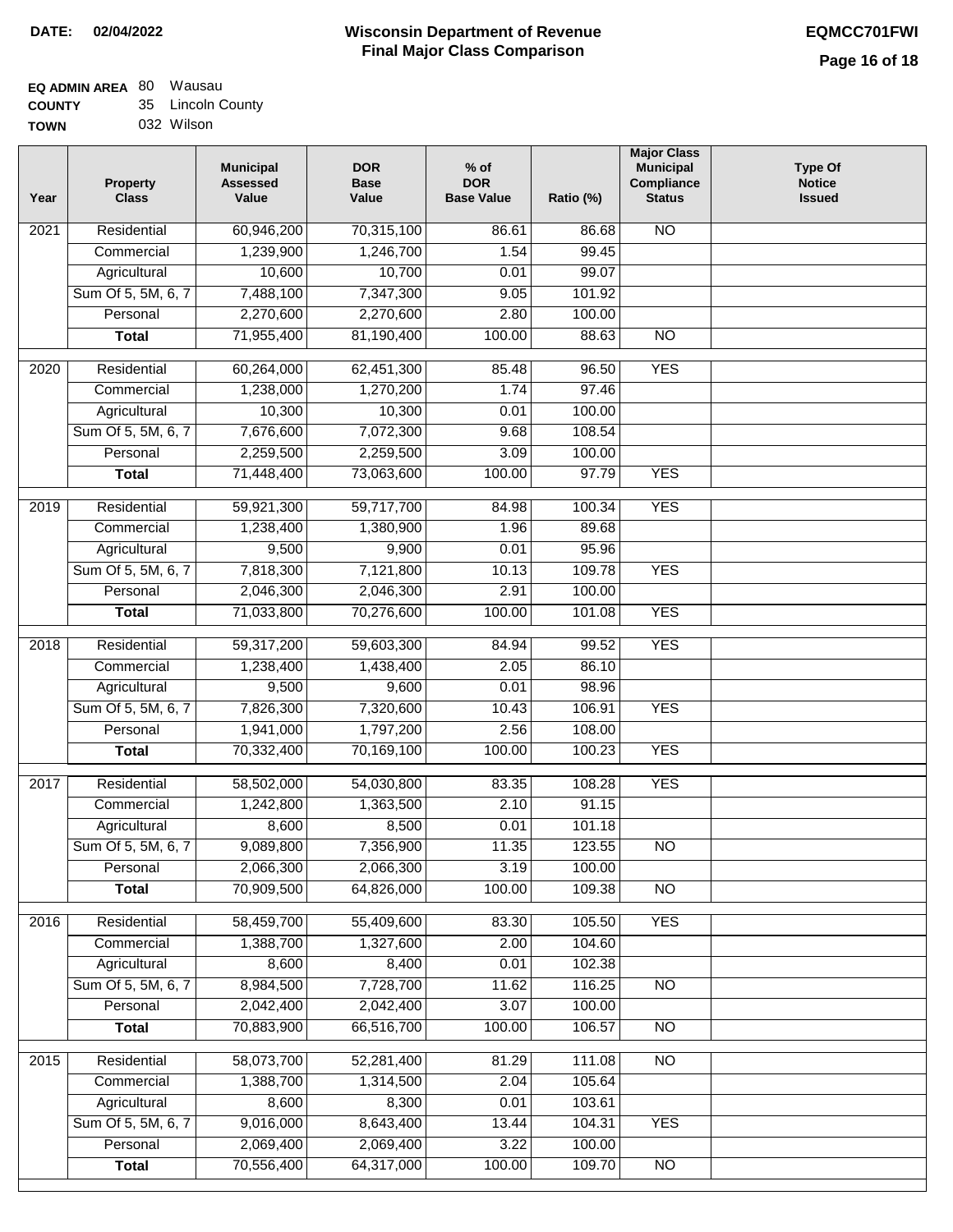**DATE:** 02/04/2022

# Wisconsin Department of Revenue
## Final Major Class Comparison

**EQMCC701FWI**

**EQ ADMIN AREA** 80 Wausau
**COUNTY** 35 Lincoln County
**TOWN** 032 Wilson

| Year | Property Class | Municipal Assessed Value | DOR Base Value | % of DOR Base Value | Ratio (%) | Major Class Municipal Compliance Status | Type Of Notice Issued |
|---|---|---|---|---|---|---|---|
| 2021 | Residential | 60,946,200 | 70,315,100 | 86.61 | 86.68 | NO | |
| | Commercial | 1,239,900 | 1,246,700 | 1.54 | 99.45 | | |
| | Agricultural | 10,600 | 10,700 | 0.01 | 99.07 | | |
| | Sum Of 5, 5M, 6, 7 | 7,488,100 | 7,347,300 | 9.05 | 101.92 | | |
| | Personal | 2,270,600 | 2,270,600 | 2.80 | 100.00 | | |
| | **Total** | 71,955,400 | 81,190,400 | 100.00 | 88.63 | NO | |
| 2020 | Residential | 60,264,000 | 62,451,300 | 85.48 | 96.50 | YES | |
| | Commercial | 1,238,000 | 1,270,200 | 1.74 | 97.46 | | |
| | Agricultural | 10,300 | 10,300 | 0.01 | 100.00 | | |
| | Sum Of 5, 5M, 6, 7 | 7,676,600 | 7,072,300 | 9.68 | 108.54 | | |
| | Personal | 2,259,500 | 2,259,500 | 3.09 | 100.00 | | |
| | **Total** | 71,448,400 | 73,063,600 | 100.00 | 97.79 | YES | |
| 2019 | Residential | 59,921,300 | 59,717,700 | 84.98 | 100.34 | YES | |
| | Commercial | 1,238,400 | 1,380,900 | 1.96 | 89.68 | | |
| | Agricultural | 9,500 | 9,900 | 0.01 | 95.96 | | |
| | Sum Of 5, 5M, 6, 7 | 7,818,300 | 7,121,800 | 10.13 | 109.78 | YES | |
| | Personal | 2,046,300 | 2,046,300 | 2.91 | 100.00 | | |
| | **Total** | 71,033,800 | 70,276,600 | 100.00 | 101.08 | YES | |
| 2018 | Residential | 59,317,200 | 59,603,300 | 84.94 | 99.52 | YES | |
| | Commercial | 1,238,400 | 1,438,400 | 2.05 | 86.10 | | |
| | Agricultural | 9,500 | 9,600 | 0.01 | 98.96 | | |
| | Sum Of 5, 5M, 6, 7 | 7,826,300 | 7,320,600 | 10.43 | 106.91 | YES | |
| | Personal | 1,941,000 | 1,797,200 | 2.56 | 108.00 | | |
| | **Total** | 70,332,400 | 70,169,100 | 100.00 | 100.23 | YES | |
| 2017 | Residential | 58,502,000 | 54,030,800 | 83.35 | 108.28 | YES | |
| | Commercial | 1,242,800 | 1,363,500 | 2.10 | 91.15 | | |
| | Agricultural | 8,600 | 8,500 | 0.01 | 101.18 | | |
| | Sum Of 5, 5M, 6, 7 | 9,089,800 | 7,356,900 | 11.35 | 123.55 | NO | |
| | Personal | 2,066,300 | 2,066,300 | 3.19 | 100.00 | | |
| | **Total** | 70,909,500 | 64,826,000 | 100.00 | 109.38 | NO | |
| 2016 | Residential | 58,459,700 | 55,409,600 | 83.30 | 105.50 | YES | |
| | Commercial | 1,388,700 | 1,327,600 | 2.00 | 104.60 | | |
| | Agricultural | 8,600 | 8,400 | 0.01 | 102.38 | | |
| | Sum Of 5, 5M, 6, 7 | 8,984,500 | 7,728,700 | 11.62 | 116.25 | NO | |
| | Personal | 2,042,400 | 2,042,400 | 3.07 | 100.00 | | |
| | **Total** | 70,883,900 | 66,516,700 | 100.00 | 106.57 | NO | |
| 2015 | Residential | 58,073,700 | 52,281,400 | 81.29 | 111.08 | NO | |
| | Commercial | 1,388,700 | 1,314,500 | 2.04 | 105.64 | | |
| | Agricultural | 8,600 | 8,300 | 0.01 | 103.61 | | |
| | Sum Of 5, 5M, 6, 7 | 9,016,000 | 8,643,400 | 13.44 | 104.31 | YES | |
| | Personal | 2,069,400 | 2,069,400 | 3.22 | 100.00 | | |
| | **Total** | 70,556,400 | 64,317,000 | 100.00 | 109.70 | NO | |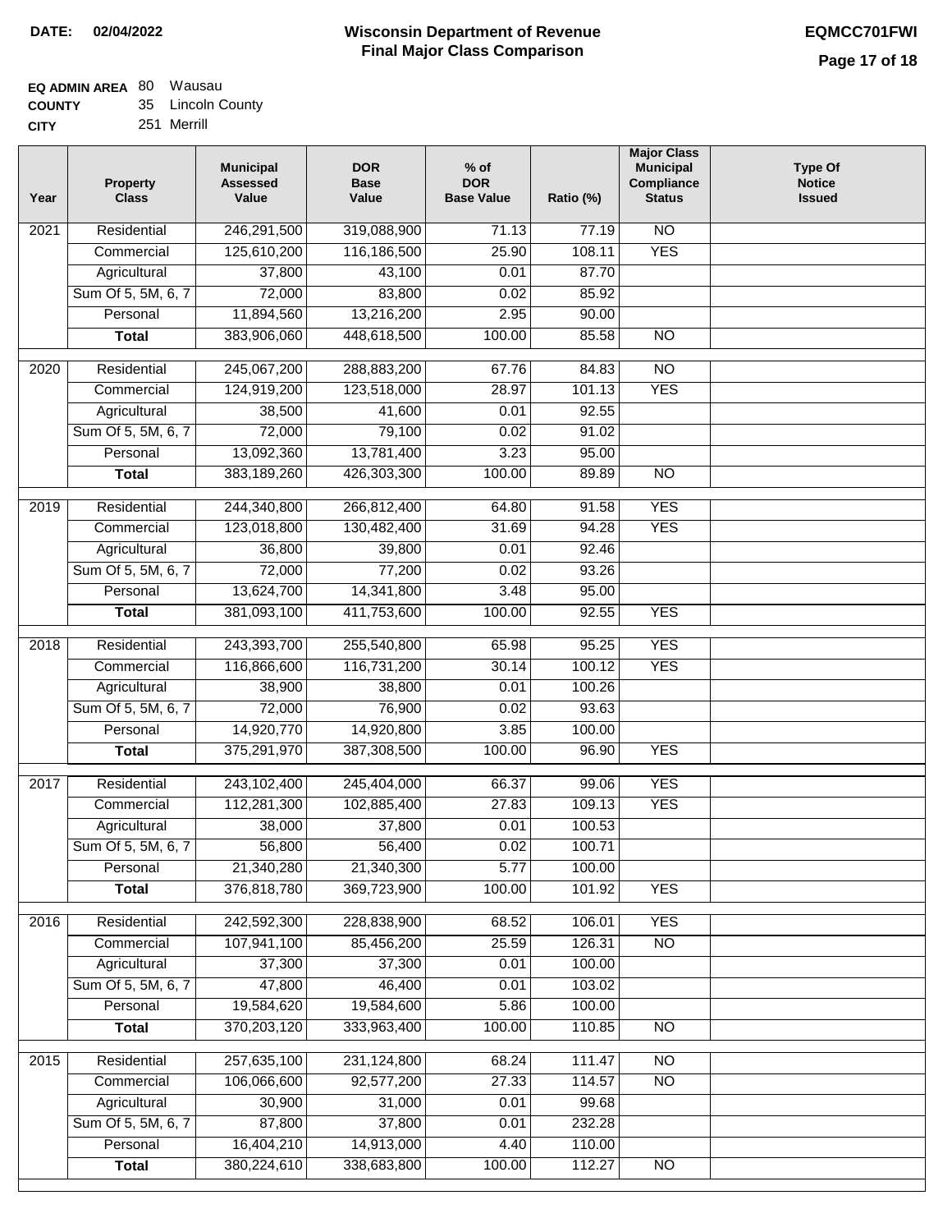**DATE: 02/04/2022**

# Wisconsin Department of Revenue
## Final Major Class Comparison

**EQMCC701FWI**

**EQ ADMIN AREA** 80 Wausau
**COUNTY** 35 Lincoln County
**CITY** 251 Merrill

| Year | Property Class | Municipal Assessed Value | DOR Base Value | % of DOR Base Value | Ratio (%) | Major Class Municipal Compliance Status | Type Of Notice Issued |
|---|---|---|---|---|---|---|---|
| 2021 | Residential | 246,291,500 | 319,088,900 | 71.13 | 77.19 | NO | |
| | Commercial | 125,610,200 | 116,186,500 | 25.90 | 108.11 | YES | |
| | Agricultural | 37,800 | 43,100 | 0.01 | 87.70 | | |
| | Sum Of 5, 5M, 6, 7 | 72,000 | 83,800 | 0.02 | 85.92 | | |
| | Personal | 11,894,560 | 13,216,200 | 2.95 | 90.00 | | |
| | **Total** | 383,906,060 | 448,618,500 | 100.00 | 85.58 | NO | |
| 2020 | Residential | 245,067,200 | 288,883,200 | 67.76 | 84.83 | NO | |
| | Commercial | 124,919,200 | 123,518,000 | 28.97 | 101.13 | YES | |
| | Agricultural | 38,500 | 41,600 | 0.01 | 92.55 | | |
| | Sum Of 5, 5M, 6, 7 | 72,000 | 79,100 | 0.02 | 91.02 | | |
| | Personal | 13,092,360 | 13,781,400 | 3.23 | 95.00 | | |
| | **Total** | 383,189,260 | 426,303,300 | 100.00 | 89.89 | NO | |
| 2019 | Residential | 244,340,800 | 266,812,400 | 64.80 | 91.58 | YES | |
| | Commercial | 123,018,800 | 130,482,400 | 31.69 | 94.28 | YES | |
| | Agricultural | 36,800 | 39,800 | 0.01 | 92.46 | | |
| | Sum Of 5, 5M, 6, 7 | 72,000 | 77,200 | 0.02 | 93.26 | | |
| | Personal | 13,624,700 | 14,341,800 | 3.48 | 95.00 | | |
| | **Total** | 381,093,100 | 411,753,600 | 100.00 | 92.55 | YES | |
| 2018 | Residential | 243,393,700 | 255,540,800 | 65.98 | 95.25 | YES | |
| | Commercial | 116,866,600 | 116,731,200 | 30.14 | 100.12 | YES | |
| | Agricultural | 38,900 | 38,800 | 0.01 | 100.26 | | |
| | Sum Of 5, 5M, 6, 7 | 72,000 | 76,900 | 0.02 | 93.63 | | |
| | Personal | 14,920,770 | 14,920,800 | 3.85 | 100.00 | | |
| | **Total** | 375,291,970 | 387,308,500 | 100.00 | 96.90 | YES | |
| 2017 | Residential | 243,102,400 | 245,404,000 | 66.37 | 99.06 | YES | |
| | Commercial | 112,281,300 | 102,885,400 | 27.83 | 109.13 | YES | |
| | Agricultural | 38,000 | 37,800 | 0.01 | 100.53 | | |
| | Sum Of 5, 5M, 6, 7 | 56,800 | 56,400 | 0.02 | 100.71 | | |
| | Personal | 21,340,280 | 21,340,300 | 5.77 | 100.00 | | |
| | **Total** | 376,818,780 | 369,723,900 | 100.00 | 101.92 | YES | |
| 2016 | Residential | 242,592,300 | 228,838,900 | 68.52 | 106.01 | YES | |
| | Commercial | 107,941,100 | 85,456,200 | 25.59 | 126.31 | NO | |
| | Agricultural | 37,300 | 37,300 | 0.01 | 100.00 | | |
| | Sum Of 5, 5M, 6, 7 | 47,800 | 46,400 | 0.01 | 103.02 | | |
| | Personal | 19,584,620 | 19,584,600 | 5.86 | 100.00 | | |
| | **Total** | 370,203,120 | 333,963,400 | 100.00 | 110.85 | NO | |
| 2015 | Residential | 257,635,100 | 231,124,800 | 68.24 | 111.47 | NO | |
| | Commercial | 106,066,600 | 92,577,200 | 27.33 | 114.57 | NO | |
| | Agricultural | 30,900 | 31,000 | 0.01 | 99.68 | | |
| | Sum Of 5, 5M, 6, 7 | 87,800 | 37,800 | 0.01 | 232.28 | | |
| | Personal | 16,404,210 | 14,913,000 | 4.40 | 110.00 | | |
| | **Total** | 380,224,610 | 338,683,800 | 100.00 | 112.27 | NO | |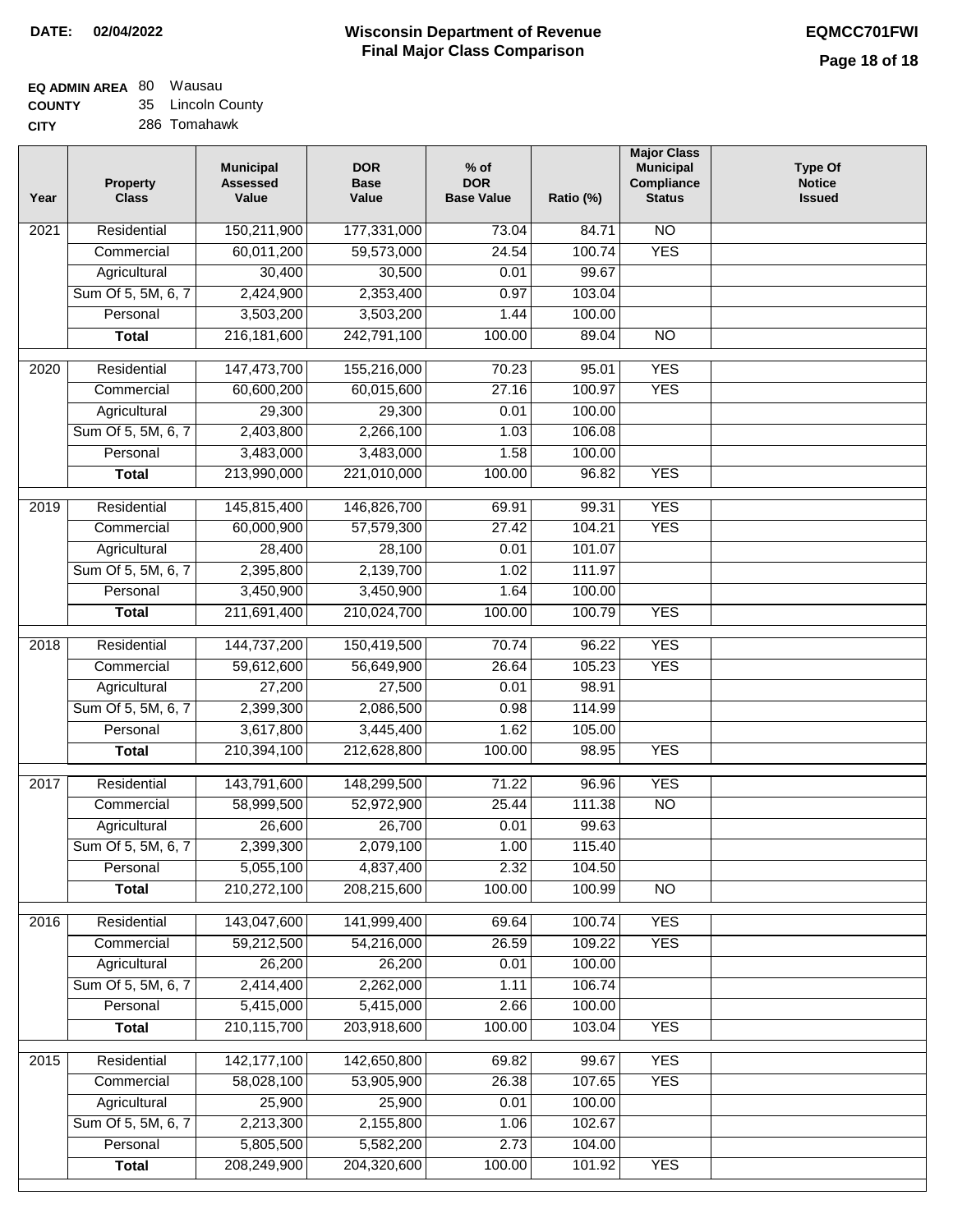**DATE: 02/04/2022**

# Wisconsin Department of Revenue
## Final Major Class Comparison

**EQMCC701FWI**

**EQ ADMIN AREA** 80 Wausau
**COUNTY** 35 Lincoln County
**CITY** 286 Tomahawk

| Year | Property Class | Municipal Assessed Value | DOR Base Value | % of DOR Base Value | Ratio (%) | Major Class Municipal Compliance Status | Type Of Notice Issued |
|---|---|---|---|---|---|---|---|
| 2021 | Residential | 150,211,900 | 177,331,000 | 73.04 | 84.71 | NO | |
| | Commercial | 60,011,200 | 59,573,000 | 24.54 | 100.74 | YES | |
| | Agricultural | 30,400 | 30,500 | 0.01 | 99.67 | | |
| | Sum Of 5, 5M, 6, 7 | 2,424,900 | 2,353,400 | 0.97 | 103.04 | | |
| | Personal | 3,503,200 | 3,503,200 | 1.44 | 100.00 | | |
| | **Total** | 216,181,600 | 242,791,100 | 100.00 | 89.04 | NO | |
| 2020 | Residential | 147,473,700 | 155,216,000 | 70.23 | 95.01 | YES | |
| | Commercial | 60,600,200 | 60,015,600 | 27.16 | 100.97 | YES | |
| | Agricultural | 29,300 | 29,300 | 0.01 | 100.00 | | |
| | Sum Of 5, 5M, 6, 7 | 2,403,800 | 2,266,100 | 1.03 | 106.08 | | |
| | Personal | 3,483,000 | 3,483,000 | 1.58 | 100.00 | | |
| | **Total** | 213,990,000 | 221,010,000 | 100.00 | 96.82 | YES | |
| 2019 | Residential | 145,815,400 | 146,826,700 | 69.91 | 99.31 | YES | |
| | Commercial | 60,000,900 | 57,579,300 | 27.42 | 104.21 | YES | |
| | Agricultural | 28,400 | 28,100 | 0.01 | 101.07 | | |
| | Sum Of 5, 5M, 6, 7 | 2,395,800 | 2,139,700 | 1.02 | 111.97 | | |
| | Personal | 3,450,900 | 3,450,900 | 1.64 | 100.00 | | |
| | **Total** | 211,691,400 | 210,024,700 | 100.00 | 100.79 | YES | |
| 2018 | Residential | 144,737,200 | 150,419,500 | 70.74 | 96.22 | YES | |
| | Commercial | 59,612,600 | 56,649,900 | 26.64 | 105.23 | YES | |
| | Agricultural | 27,200 | 27,500 | 0.01 | 98.91 | | |
| | Sum Of 5, 5M, 6, 7 | 2,399,300 | 2,086,500 | 0.98 | 114.99 | | |
| | Personal | 3,617,800 | 3,445,400 | 1.62 | 105.00 | | |
| | **Total** | 210,394,100 | 212,628,800 | 100.00 | 98.95 | YES | |
| 2017 | Residential | 143,791,600 | 148,299,500 | 71.22 | 96.96 | YES | |
| | Commercial | 58,999,500 | 52,972,900 | 25.44 | 111.38 | NO | |
| | Agricultural | 26,600 | 26,700 | 0.01 | 99.63 | | |
| | Sum Of 5, 5M, 6, 7 | 2,399,300 | 2,079,100 | 1.00 | 115.40 | | |
| | Personal | 5,055,100 | 4,837,400 | 2.32 | 104.50 | | |
| | **Total** | 210,272,100 | 208,215,600 | 100.00 | 100.99 | NO | |
| 2016 | Residential | 143,047,600 | 141,999,400 | 69.64 | 100.74 | YES | |
| | Commercial | 59,212,500 | 54,216,000 | 26.59 | 109.22 | YES | |
| | Agricultural | 26,200 | 26,200 | 0.01 | 100.00 | | |
| | Sum Of 5, 5M, 6, 7 | 2,414,400 | 2,262,000 | 1.11 | 106.74 | | |
| | Personal | 5,415,000 | 5,415,000 | 2.66 | 100.00 | | |
| | **Total** | 210,115,700 | 203,918,600 | 100.00 | 103.04 | YES | |
| 2015 | Residential | 142,177,100 | 142,650,800 | 69.82 | 99.67 | YES | |
| | Commercial | 58,028,100 | 53,905,900 | 26.38 | 107.65 | YES | |
| | Agricultural | 25,900 | 25,900 | 0.01 | 100.00 | | |
| | Sum Of 5, 5M, 6, 7 | 2,213,300 | 2,155,800 | 1.06 | 102.67 | | |
| | Personal | 5,805,500 | 5,582,200 | 2.73 | 104.00 | | |
| | **Total** | 208,249,900 | 204,320,600 | 100.00 | 101.92 | YES | |